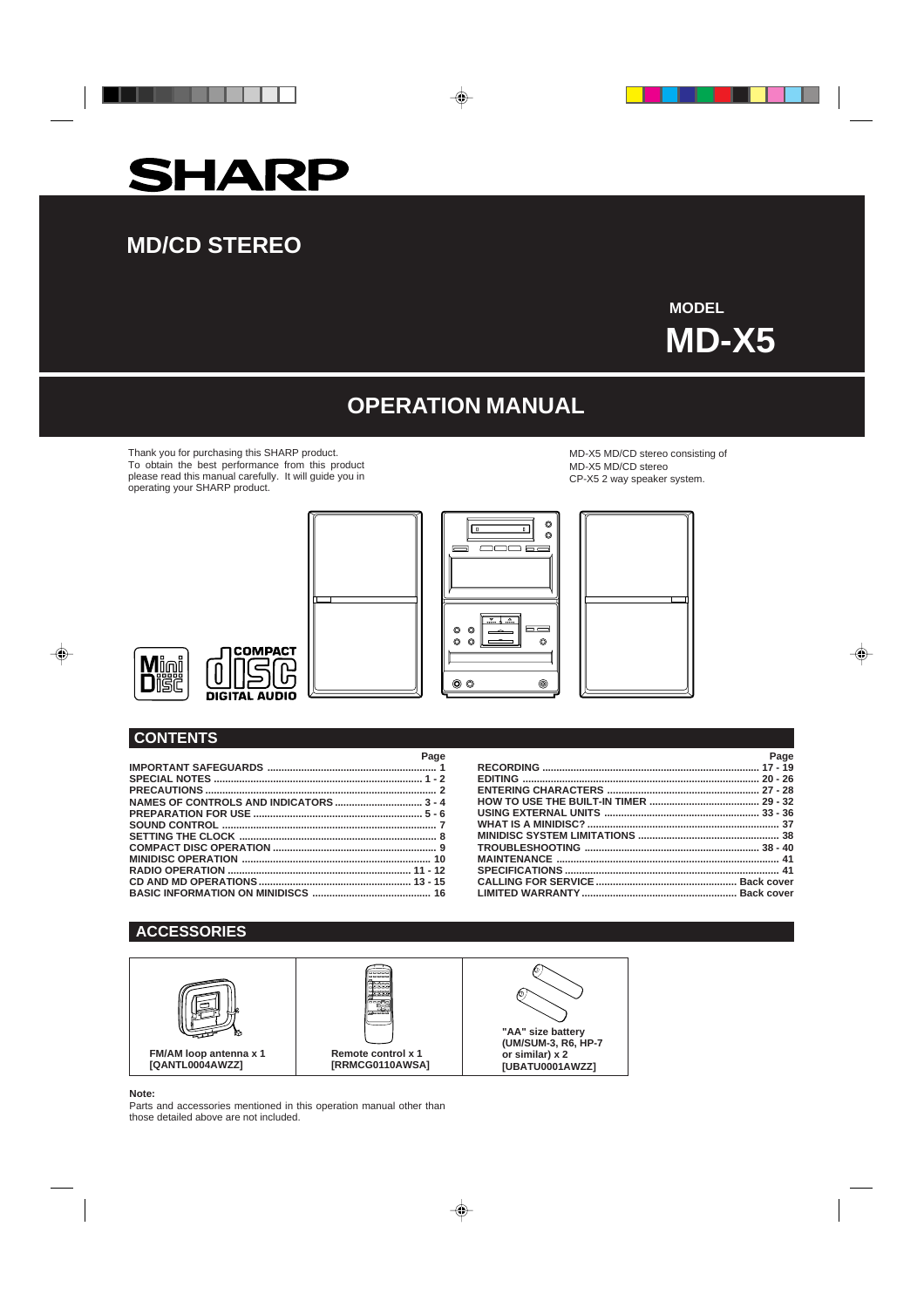# SHARP

## MD/CD STEREO

MODEL

**MD-X5**

## OPERATION MANUAL

Thank you for purchasing this SHARP product. To obtain the best performance from this product please read this manual carefully. It will guide you in operating your SHARP product.

MD-X5 MD/CD stereo consisting of
MD-X5 MD/CD stereo
CP-X5 2 way speaker system.

## CONTENTS

| | Page |
|---|---|
| IMPORTANT SAFEGUARDS | 1 |
| SPECIAL NOTES | 1 - 2 |
| PRECAUTIONS | 2 |
| NAMES OF CONTROLS AND INDICATORS | 3 - 4 |
| PREPARATION FOR USE | 5 - 6 |
| SOUND CONTROL | 7 |
| SETTING THE CLOCK | 8 |
| COMPACT DISC OPERATION | 9 |
| MINIDISC OPERATION | 10 |
| RADIO OPERATION | 11 - 12 |
| CD AND MD OPERATIONS | 13 - 15 |
| BASIC INFORMATION ON MINIDISCS | 16 |
| RECORDING | 17 - 19 |
| EDITING | 20 - 26 |
| ENTERING CHARACTERS | 27 - 28 |
| HOW TO USE THE BUILT-IN TIMER | 29 - 32 |
| USING EXTERNAL UNITS | 33 - 36 |
| WHAT IS A MINIDISC? | 37 |
| MINIDISC SYSTEM LIMITATIONS | 38 |
| TROUBLESHOOTING | 38 - 40 |
| MAINTENANCE | 41 |
| SPECIFICATIONS | 41 |
| CALLING FOR SERVICE | Back cover |
| LIMITED WARRANTY | Back cover |

## ACCESSORIES

| FM/AM loop antenna x 1 [QANTL0004AWZZ] | Remote control x 1 [RRMCG0110AWSA] | "AA" size battery (UM/SUM-3, R6, HP-7 or similar) x 2 [UBATU0001AWZZ] |
|---|---|---|

**Note:**
Parts and accessories mentioned in this operation manual other than those detailed above are not included.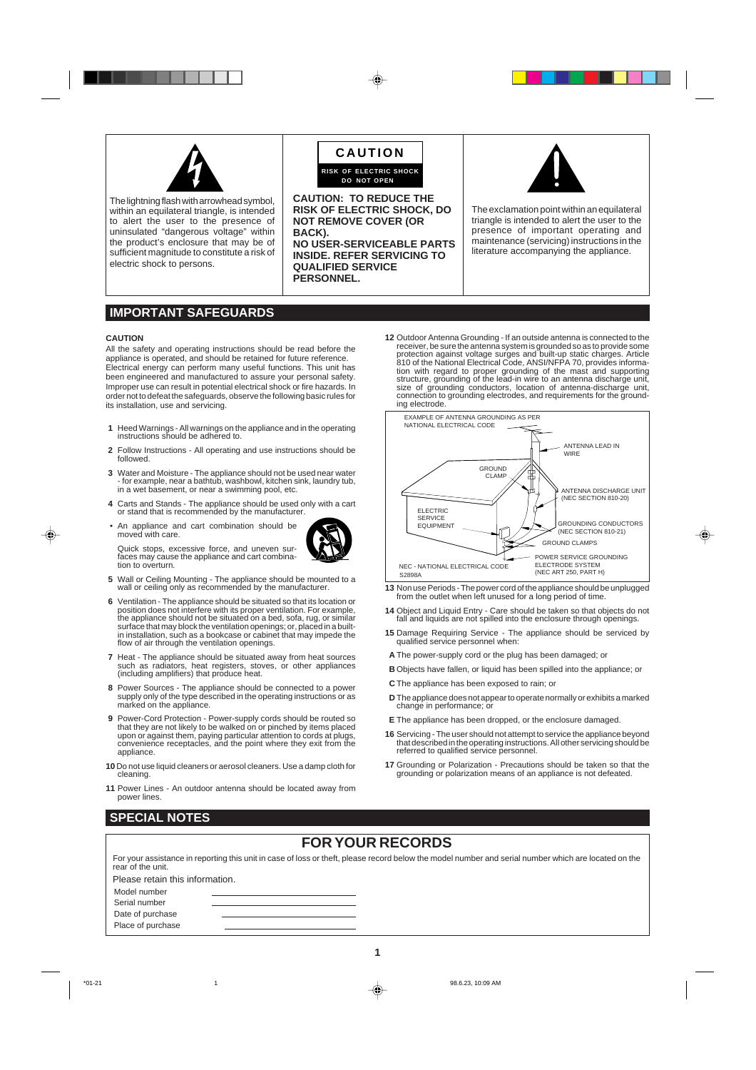The lightning flash with arrowhead symbol, within an equilateral triangle, is intended to alert the user to the presence of uninsulated "dangerous voltage" within the product's enclosure that may be of sufficient magnitude to constitute a risk of electric shock to persons.

**CAUTION**

**RISK OF ELECTRIC SHOCK DO NOT OPEN**

**CAUTION: TO REDUCE THE RISK OF ELECTRIC SHOCK, DO NOT REMOVE COVER (OR BACK). NO USER-SERVICEABLE PARTS INSIDE. REFER SERVICING TO QUALIFIED SERVICE PERSONNEL.**

The exclamation point within an equilateral triangle is intended to alert the user to the presence of important operating and maintenance (servicing) instructions in the literature accompanying the appliance.

## IMPORTANT SAFEGUARDS

**CAUTION**

All the safety and operating instructions should be read before the appliance is operated, and should be retained for future reference.
Electrical energy can perform many useful functions. This unit has been engineered and manufactured to assure your personal safety. Improper use can result in potential electrical shock or fire hazards. In order not to defeat the safeguards, observe the following basic rules for its installation, use and servicing.

**1** Heed Warnings - All warnings on the appliance and in the operating instructions should be adhered to.

**2** Follow Instructions - All operating and use instructions should be followed.

**3** Water and Moisture - The appliance should not be used near water - for example, near a bathtub, washbowl, kitchen sink, laundry tub, in a wet basement, or near a swimming pool, etc.

**4** Carts and Stands - The appliance should be used only with a cart or stand that is recommended by the manufacturer.

- An appliance and cart combination should be moved with care.

  Quick stops, excessive force, and uneven surfaces may cause the appliance and cart combination to overturn.

**5** Wall or Ceiling Mounting - The appliance should be mounted to a wall or ceiling only as recommended by the manufacturer.

**6** Ventilation - The appliance should be situated so that its location or position does not interfere with its proper ventilation. For example, the appliance should not be situated on a bed, sofa, rug, or similar surface that may block the ventilation openings; or, placed in a built-in installation, such as a bookcase or cabinet that may impede the flow of air through the ventilation openings.

**7** Heat - The appliance should be situated away from heat sources such as radiators, heat registers, stoves, or other appliances (including amplifiers) that produce heat.

**8** Power Sources - The appliance should be connected to a power supply only of the type described in the operating instructions or as marked on the appliance.

**9** Power-Cord Protection - Power-supply cords should be routed so that they are not likely to be walked on or pinched by items placed upon or against them, paying particular attention to cords at plugs, convenience receptacles, and the point where they exit from the appliance.

**10** Do not use liquid cleaners or aerosol cleaners. Use a damp cloth for cleaning.

**11** Power Lines - An outdoor antenna should be located away from power lines.

**12** Outdoor Antenna Grounding - If an outside antenna is connected to the receiver, be sure the antenna system is grounded so as to provide some protection against voltage surges and built-up static charges. Article 810 of the National Electrical Code, ANSI/NFPA 70, provides information with regard to proper grounding of the mast and supporting structure, grounding of the lead-in wire to an antenna discharge unit, size of grounding conductors, location of antenna-discharge unit, connection to grounding electrodes, and requirements for the grounding electrode.

EXAMPLE OF ANTENNA GROUNDING AS PER NATIONAL ELECTRICAL CODE

ANTENNA LEAD IN WIRE
GROUND CLAMP
ANTENNA DISCHARGE UNIT (NEC SECTION 810-20)
ELECTRIC SERVICE EQUIPMENT
GROUNDING CONDUCTORS (NEC SECTION 810-21)
GROUND CLAMPS
POWER SERVICE GROUNDING ELECTRODE SYSTEM (NEC ART 250, PART H)
NEC - NATIONAL ELECTRICAL CODE
S2898A

**13** Non use Periods - The power cord of the appliance should be unplugged from the outlet when left unused for a long period of time.

**14** Object and Liquid Entry - Care should be taken so that objects do not fall and liquids are not spilled into the enclosure through openings.

**15** Damage Requiring Service - The appliance should be serviced by qualified service personnel when:

**A** The power-supply cord or the plug has been damaged; or

**B** Objects have fallen, or liquid has been spilled into the appliance; or

**C** The appliance has been exposed to rain; or

**D** The appliance does not appear to operate normally or exhibits a marked change in performance; or

**E** The appliance has been dropped, or the enclosure damaged.

**16** Servicing - The user should not attempt to service the appliance beyond that described in the operating instructions. All other servicing should be referred to qualified service personnel.

**17** Grounding or Polarization - Precautions should be taken so that the grounding or polarization means of an appliance is not defeated.

## SPECIAL NOTES

### FOR YOUR RECORDS

For your assistance in reporting this unit in case of loss or theft, please record below the model number and serial number which are located on the rear of the unit.

Please retain this information.

Model number ____________________

Serial number ____________________

Date of purchase ____________________

Place of purchase ____________________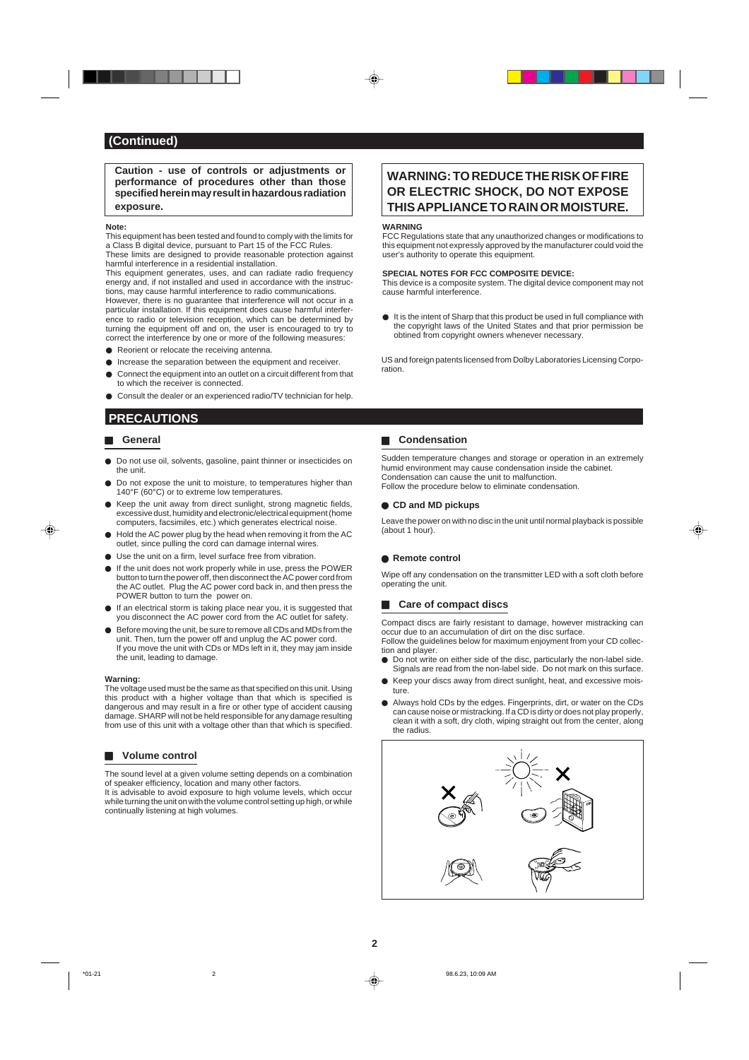## (Continued)

**Caution - use of controls or adjustments or performance of procedures other than those specified herein may result in hazardous radiation exposure.**

**Note:**
This equipment has been tested and found to comply with the limits for a Class B digital device, pursuant to Part 15 of the FCC Rules.
These limits are designed to provide reasonable protection against harmful interference in a residential installation.
This equipment generates, uses, and can radiate radio frequency energy and, if not installed and used in accordance with the instructions, may cause harmful interference to radio communications.
However, there is no guarantee that interference will not occur in a particular installation. If this equipment does cause harmful interference to radio or television reception, which can be determined by turning the equipment off and on, the user is encouraged to try to correct the interference by one or more of the following measures:

- Reorient or relocate the receiving antenna.
- Increase the separation between the equipment and receiver.
- Connect the equipment into an outlet on a circuit different from that to which the receiver is connected.
- Consult the dealer or an experienced radio/TV technician for help.

**WARNING: TO REDUCE THE RISK OF FIRE OR ELECTRIC SHOCK, DO NOT EXPOSE THIS APPLIANCE TO RAIN OR MOISTURE.**

**WARNING**
FCC Regulations state that any unauthorized changes or modifications to this equipment not expressly approved by the manufacturer could void the user's authority to operate this equipment.

**SPECIAL NOTES FOR FCC COMPOSITE DEVICE:**
This device is a composite system. The digital device component may not cause harmful interference.

- It is the intent of Sharp that this product be used in full compliance with the copyright laws of the United States and that prior permission be obtained from copyright owners whenever necessary.

US and foreign patents licensed from Dolby Laboratories Licensing Corporation.

## PRECAUTIONS

### General

- Do not use oil, solvents, gasoline, paint thinner or insecticides on the unit.
- Do not expose the unit to moisture, to temperatures higher than 140°F (60°C) or to extreme low temperatures.
- Keep the unit away from direct sunlight, strong magnetic fields, excessive dust, humidity and electronic/electrical equipment (home computers, facsimiles, etc.) which generates electrical noise.
- Hold the AC power plug by the head when removing it from the AC outlet, since pulling the cord can damage internal wires.
- Use the unit on a firm, level surface free from vibration.
- If the unit does not work properly while in use, press the POWER button to turn the power off, then disconnect the AC power cord from the AC outlet. Plug the AC power cord back in, and then press the POWER button to turn the power on.
- If an electrical storm is taking place near you, it is suggested that you disconnect the AC power cord from the AC outlet for safety.
- Before moving the unit, be sure to remove all CDs and MDs from the unit. Then, turn the power off and unplug the AC power cord. If you move the unit with CDs or MDs left in it, they may jam inside the unit, leading to damage.

**Warning:**
The voltage used must be the same as that specified on this unit. Using this product with a higher voltage than that which is specified is dangerous and may result in a fire or other type of accident causing damage. SHARP will not be held responsible for any damage resulting from use of this unit with a voltage other than that which is specified.

### Volume control

The sound level at a given volume setting depends on a combination of speaker efficiency, location and many other factors.
It is advisable to avoid exposure to high volume levels, which occur while turning the unit on with the volume control setting up high, or while continually listening at high volumes.

### Condensation

Sudden temperature changes and storage or operation in an extremely humid environment may cause condensation inside the cabinet.
Condensation can cause the unit to malfunction.
Follow the procedure below to eliminate condensation.

#### CD and MD pickups

Leave the power on with no disc in the unit until normal playback is possible (about 1 hour).

#### Remote control

Wipe off any condensation on the transmitter LED with a soft cloth before operating the unit.

### Care of compact discs

Compact discs are fairly resistant to damage, however mistracking can occur due to an accumulation of dirt on the disc surface.
Follow the guidelines below for maximum enjoyment from your CD collection and player.

- Do not write on either side of the disc, particularly the non-label side. Signals are read from the non-label side. Do not mark on this surface.
- Keep your discs away from direct sunlight, heat, and excessive moisture.
- Always hold CDs by the edges. Fingerprints, dirt, or water on the CDs can cause noise or mistracking. If a CD is dirty or does not play properly, clean it with a soft, dry cloth, wiping straight out from the center, along the radius.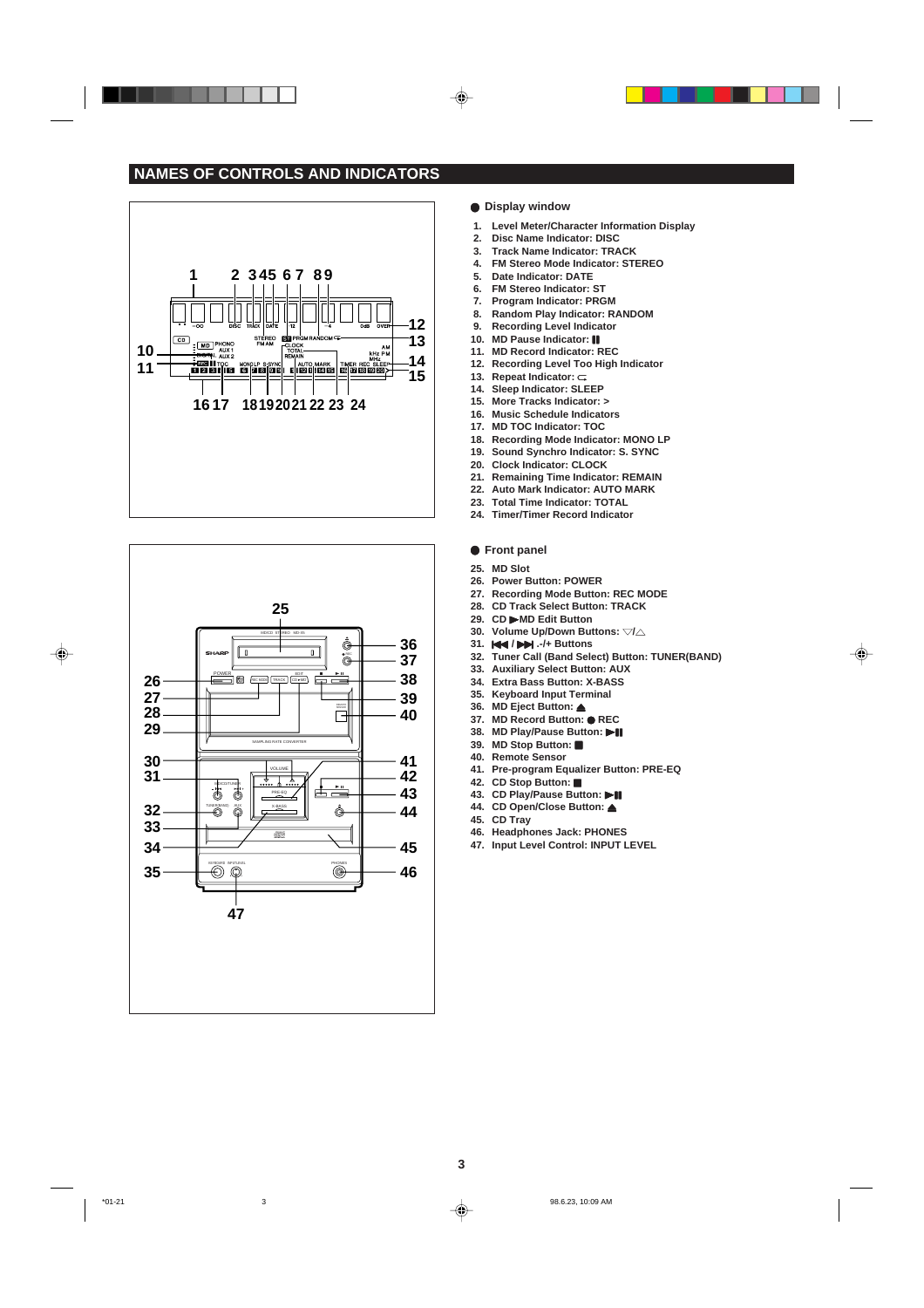## NAMES OF CONTROLS AND INDICATORS

### Display window

1. Level Meter/Character Information Display
2. Disc Name Indicator: DISC
3. Track Name Indicator: TRACK
4. FM Stereo Mode Indicator: STEREO
5. Date Indicator: DATE
6. FM Stereo Indicator: ST
7. Program Indicator: PRGM
8. Random Play Indicator: RANDOM
9. Recording Level Indicator
10. MD Pause Indicator: ▮▮
11. MD Record Indicator: REC
12. Recording Level Too High Indicator
13. Repeat Indicator: ⊂
14. Sleep Indicator: SLEEP
15. More Tracks Indicator: >
16. Music Schedule Indicators
17. MD TOC Indicator: TOC
18. Recording Mode Indicator: MONO LP
19. Sound Synchro Indicator: S. SYNC
20. Clock Indicator: CLOCK
21. Remaining Time Indicator: REMAIN
22. Auto Mark Indicator: AUTO MARK
23. Total Time Indicator: TOTAL
24. Timer/Timer Record Indicator

### Front panel

25. MD Slot
26. Power Button: POWER
27. Recording Mode Button: REC MODE
28. CD Track Select Button: TRACK
29. CD ▶MD Edit Button
30. Volume Up/Down Buttons: ▽/△
31. ⏮ / ⏭ .-/+ Buttons
32. Tuner Call (Band Select) Button: TUNER(BAND)
33. Auxiliary Select Button: AUX
34. Extra Bass Button: X-BASS
35. Keyboard Input Terminal
36. MD Eject Button: ⏏
37. MD Record Button: ● REC
38. MD Play/Pause Button: ▶▮▮
39. MD Stop Button: ■
40. Remote Sensor
41. Pre-program Equalizer Button: PRE-EQ
42. CD Stop Button: ■
43. CD Play/Pause Button: ▶▮▮
44. CD Open/Close Button: ⏏
45. CD Tray
46. Headphones Jack: PHONES
47. Input Level Control: INPUT LEVEL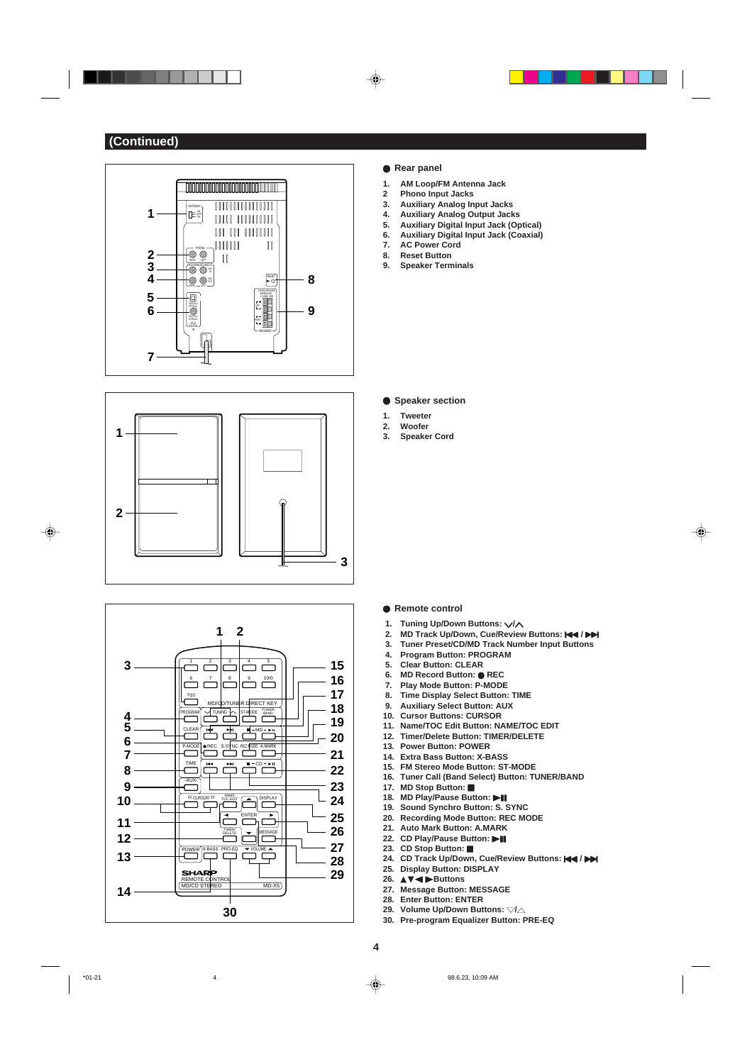## (Continued)

### Rear panel

1. AM Loop/FM Antenna Jack
2. Phono Input Jacks
3. Auxiliary Analog Input Jacks
4. Auxiliary Analog Output Jacks
5. Auxiliary Digital Input Jack (Optical)
6. Auxiliary Digital Input Jack (Coaxial)
7. AC Power Cord
8. Reset Button
9. Speaker Terminals

### Speaker section

1. Tweeter
2. Woofer
3. Speaker Cord

### Remote control

1. Tuning Up/Down Buttons: ∨/∧
2. MD Track Up/Down, Cue/Review Buttons: |◀◀ / ▶▶|
3. Tuner Preset/CD/MD Track Number Input Buttons
4. Program Button: PROGRAM
5. Clear Button: CLEAR
6. MD Record Button: ● REC
7. Play Mode Button: P-MODE
8. Time Display Select Button: TIME
9. Auxiliary Select Button: AUX
10. Cursor Buttons: CURSOR
11. Name/TOC Edit Button: NAME/TOC EDIT
12. Timer/Delete Button: TIMER/DELETE
13. Power Button: POWER
14. Extra Bass Button: X-BASS
15. FM Stereo Mode Button: ST-MODE
16. Tuner Call (Band Select) Button: TUNER/BAND
17. MD Stop Button: ■
18. MD Play/Pause Button: ▶II
19. Sound Synchro Button: S. SYNC
20. Recording Mode Button: REC MODE
21. Auto Mark Button: A.MARK
22. CD Play/Pause Button: ▶II
23. CD Stop Button: ■
24. CD Track Up/Down, Cue/Review Buttons: |◀◀ / ▶▶|
25. Display Button: DISPLAY
26. ▲▼◀▶Buttons
27. Message Button: MESSAGE
28. Enter Button: ENTER
29. Volume Up/Down Buttons: ▽/△
30. Pre-program Equalizer Button: PRE-EQ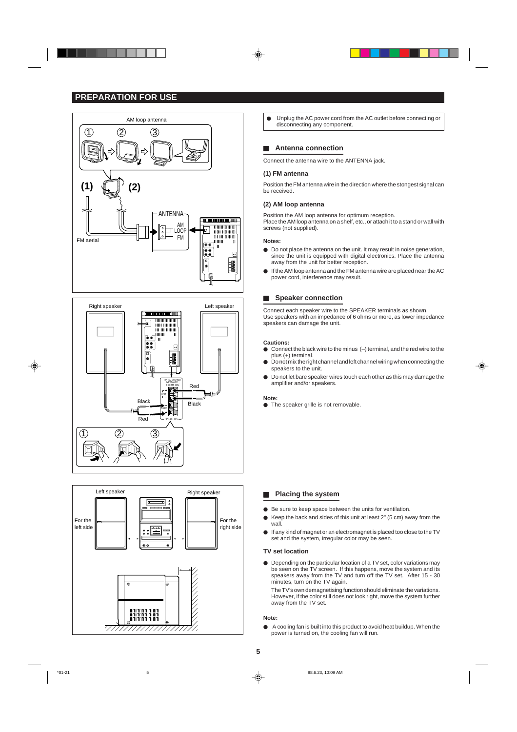# PREPARATION FOR USE

- Unplug the AC power cord from the AC outlet before connecting or disconnecting any component.

## Antenna connection

Connect the antenna wire to the ANTENNA jack.

### (1) FM antenna

Position the FM antenna wire in the direction where the stongest signal can be received.

### (2) AM loop antenna

Position the AM loop antenna for optimum reception.
Place the AM loop antenna on a shelf, etc., or attach it to a stand or wall with screws (not supplied).

**Notes:**

- Do not place the antenna on the unit. It may result in noise generation, since the unit is equipped with digital electronics. Place the antenna away from the unit for better reception.
- If the AM loop antenna and the FM antenna wire are placed near the AC power cord, interference may result.

## Speaker connection

Connect each speaker wire to the SPEAKER terminals as shown.
Use speakers with an impedance of 6 ohms or more, as lower impedance speakers can damage the unit.

**Cautions:**

- Connect the black wire to the minus (–) terminal, and the red wire to the plus (+) terminal.
- Do not mix the right channel and left channel wiring when connecting the speakers to the unit.
- Do not let bare speaker wires touch each other as this may damage the amplifier and/or speakers.

**Note:**

- The speaker grille is not removable.

## Placing the system

- Be sure to keep space between the units for ventilation.
- Keep the back and sides of this unit at least 2" (5 cm) away from the wall.
- If any kind of magnet or an electromagnet is placed too close to the TV set and the system, irregular color may be seen.

### TV set location

- Depending on the particular location of a TV set, color variations may be seen on the TV screen. If this happens, move the system and its speakers away from the TV and turn off the TV set. After 15 - 30 minutes, turn on the TV again.

  The TV's own demagnetising function should eliminate the variations. However, if the color still does not look right, move the system further away from the TV set.

**Note:**

- A cooling fan is built into this product to avoid heat buildup. When the power is turned on, the cooling fan will run.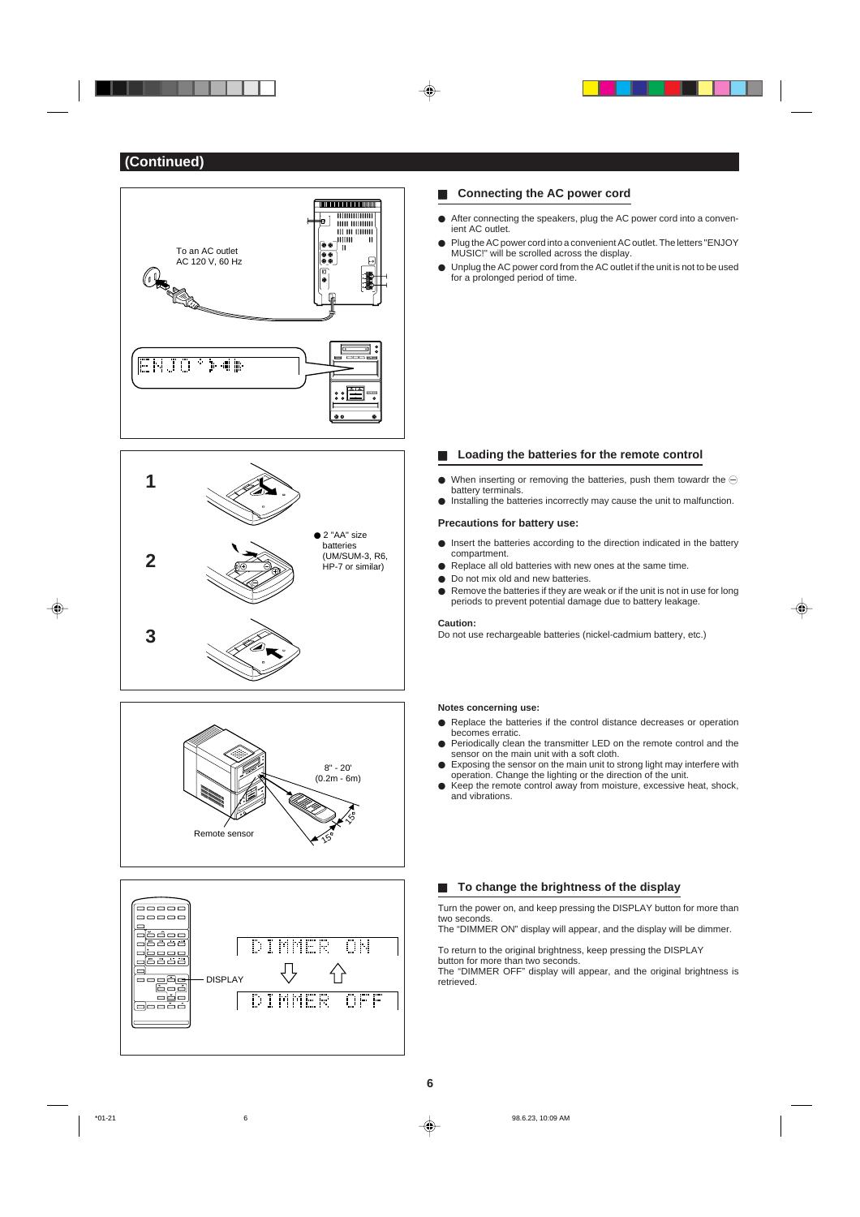## (Continued)

To an AC outlet
AC 120 V, 60 Hz

### Connecting the AC power cord

- After connecting the speakers, plug the AC power cord into a convenient AC outlet.
- Plug the AC power cord into a convenient AC outlet. The letters "ENJOY MUSIC!" will be scrolled across the display.
- Unplug the AC power cord from the AC outlet if the unit is not to be used for a prolonged period of time.

1

2

3

- 2 "AA" size batteries (UM/SUM-3, R6, HP-7 or similar)

### Loading the batteries for the remote control

- When inserting or removing the batteries, push them towardr the ⊖ battery terminals.
- Installing the batteries incorrectly may cause the unit to malfunction.

**Precautions for battery use:**

- Insert the batteries according to the direction indicated in the battery compartment.
- Replace all old batteries with new ones at the same time.
- Do not mix old and new batteries.
- Remove the batteries if they are weak or if the unit is not in use for long periods to prevent potential damage due to battery leakage.

**Caution:**

Do not use rechargeable batteries (nickel-cadmium battery, etc.)

8" - 20'
(0.2m - 6m)

Remote sensor

15° 15°

**Notes concerning use:**

- Replace the batteries if the control distance decreases or operation becomes erratic.
- Periodically clean the transmitter LED on the remote control and the sensor on the main unit with a soft cloth.
- Exposing the sensor on the main unit to strong light may interfere with operation. Change the lighting or the direction of the unit.
- Keep the remote control away from moisture, excessive heat, shock, and vibrations.

DISPLAY

DIMMER ON

DIMMER OFF

### To change the brightness of the display

Turn the power on, and keep pressing the DISPLAY button for more than two seconds.
The "DIMMER ON" display will appear, and the display will be dimmer.

To return to the original brightness, keep pressing the DISPLAY button for more than two seconds.
The "DIMMER OFF" display will appear, and the original brightness is retrieved.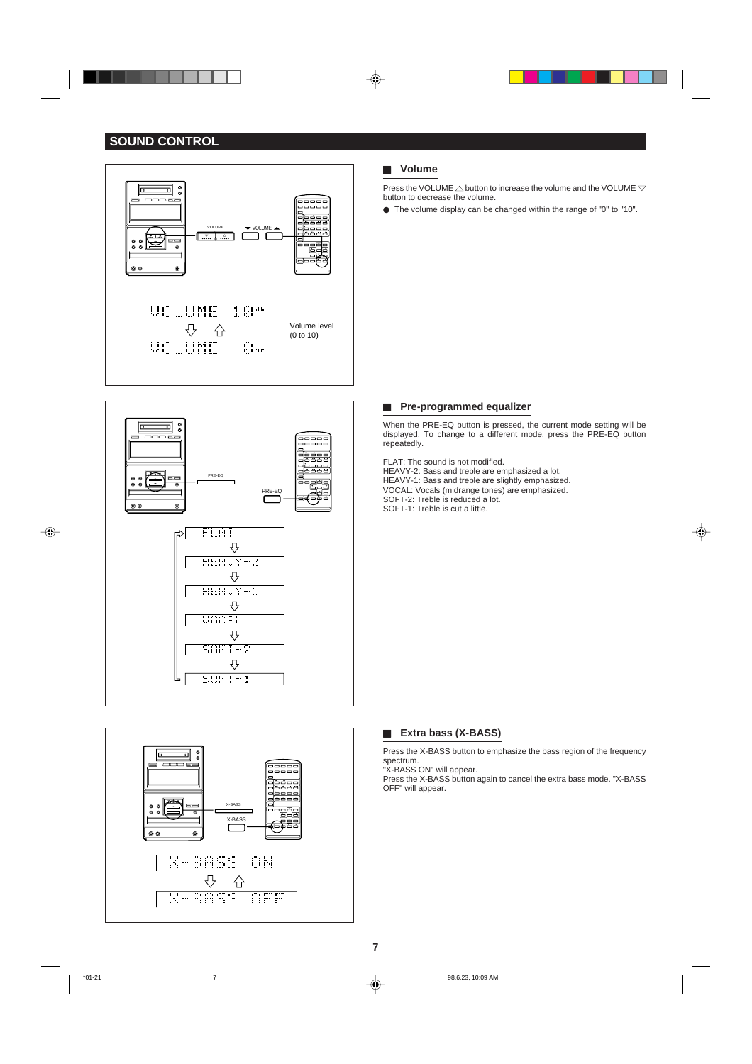# SOUND CONTROL

## Volume

Press the VOLUME △ button to increase the volume and the VOLUME ▽ button to decrease the volume.

- The volume display can be changed within the range of "0" to "10".

VOLUME 10
VOLUME 0

Volume level (0 to 10)

## Pre-programmed equalizer

When the PRE-EQ button is pressed, the current mode setting will be displayed. To change to a different mode, press the PRE-EQ button repeatedly.

FLAT: The sound is not modified.
HEAVY-2: Bass and treble are emphasized a lot.
HEAVY-1: Bass and treble are slightly emphasized.
VOCAL: Vocals (midrange tones) are emphasized.
SOFT-2: Treble is reduced a lot.
SOFT-1: Treble is cut a little.

FLAT → HEAVY-2 → HEAVY-1 → VOCAL → SOFT-2 → SOFT-1

## Extra bass (X-BASS)

Press the X-BASS button to emphasize the bass region of the frequency spectrum.
"X-BASS ON" will appear.
Press the X-BASS button again to cancel the extra bass mode. "X-BASS OFF" will appear.

X-BASS ON
X-BASS OFF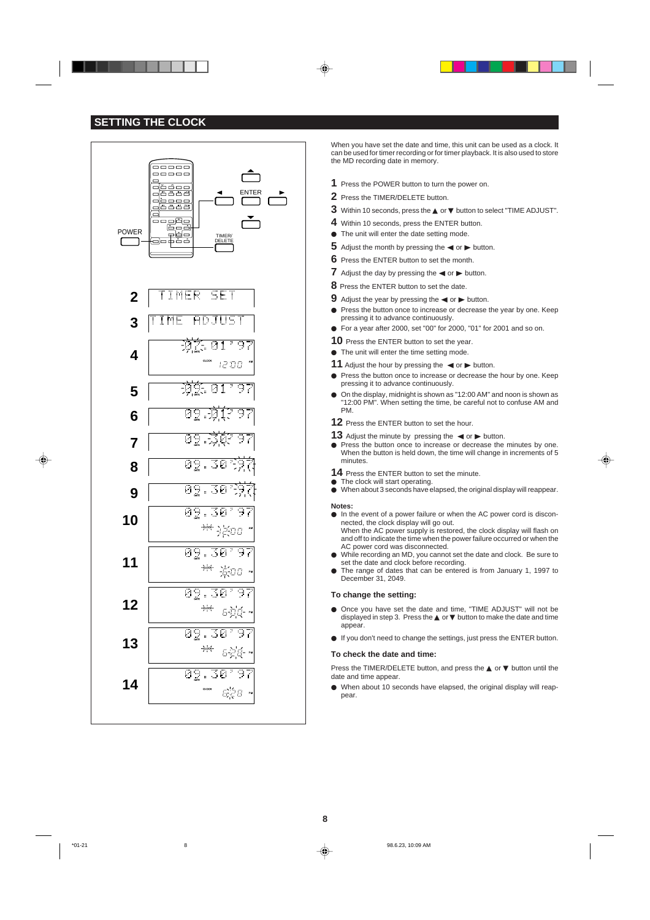## SETTING THE CLOCK

POWER

ENTER

TIMER/ DELETE

2 TIMER SET

3 TIME ADJUST

When you have set the date and time, this unit can be used as a clock. It can be used for timer recording or for timer playback. It is also used to store the MD recording date in memory.

**1** Press the POWER button to turn the power on.

**2** Press the TIMER/DELETE button.

**3** Within 10 seconds, press the ▲ or ▼ button to select "TIME ADJUST".

**4** Within 10 seconds, press the ENTER button.

- The unit will enter the date setting mode.

**5** Adjust the month by pressing the ◀ or ▶ button.

**6** Press the ENTER button to set the month.

**7** Adjust the day by pressing the ◀ or ▶ button.

**8** Press the ENTER button to set the date.

**9** Adjust the year by pressing the ◀ or ▶ button.

- Press the button once to increase or decrease the year by one. Keep pressing it to advance continuously.
- For a year after 2000, set "00" for 2000, "01" for 2001 and so on.

**10** Press the ENTER button to set the year.

- The unit will enter the time setting mode.

**11** Adjust the hour by pressing the ◀ or ▶ button.

- Press the button once to increase or decrease the hour by one. Keep pressing it to advance continuously.
- On the display, midnight is shown as "12:00 AM" and noon is shown as "12:00 PM". When setting the time, be careful not to confuse AM and PM.

**12** Press the ENTER button to set the hour.

**13** Adjust the minute by pressing the ◀ or ▶ button.

- Press the button once to increase or decrease the minutes by one. When the button is held down, the time will change in increments of 5 minutes.

**14** Press the ENTER button to set the minute.

- The clock will start operating.
- When about 3 seconds have elapsed, the original display will reappear.

**Notes:**

- In the event of a power failure or when the AC power cord is disconnected, the clock display will go out. When the AC power supply is restored, the clock display will flash on and off to indicate the time when the power failure occurred or when the AC power cord was disconnected.
- While recording an MD, you cannot set the date and clock. Be sure to set the date and clock before recording.
- The range of dates that can be entered is from January 1, 1997 to December 31, 2049.

### To change the setting:

- Once you have set the date and time, "TIME ADJUST" will not be displayed in step 3. Press the ▲ or ▼ button to make the date and time appear.
- If you don't need to change the settings, just press the ENTER button.

### To check the date and time:

Press the TIMER/DELETE button, and press the ▲ or ▼ button until the date and time appear.

- When about 10 seconds have elapsed, the original display will reappear.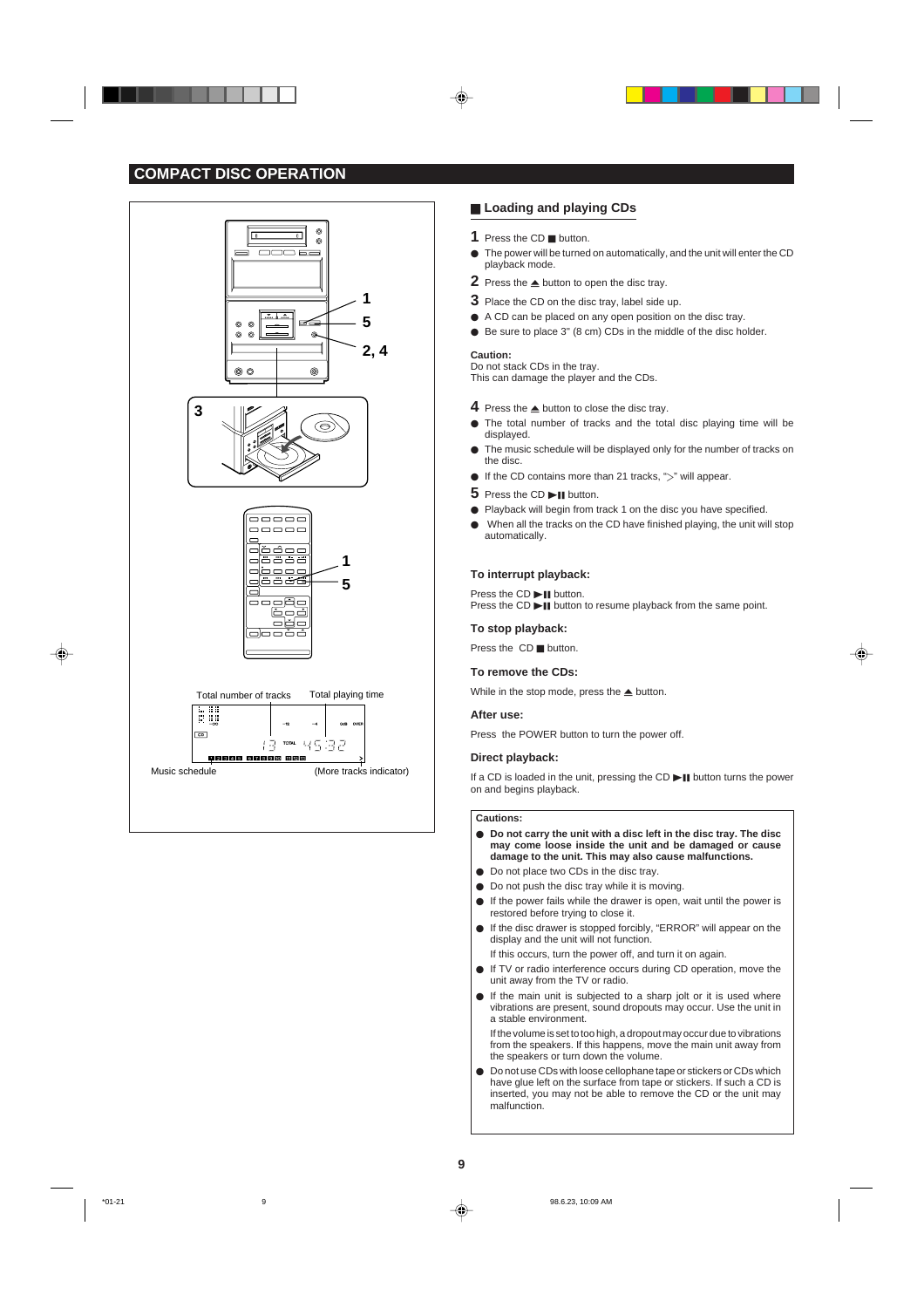# COMPACT DISC OPERATION

Total number of tracks

Total playing time

Music schedule

(More tracks indicator)

## Loading and playing CDs

**1** Press the CD ■ button.

- The power will be turned on automatically, and the unit will enter the CD playback mode.

**2** Press the ▲ button to open the disc tray.

**3** Place the CD on the disc tray, label side up.

- A CD can be placed on any open position on the disc tray.
- Be sure to place 3" (8 cm) CDs in the middle of the disc holder.

**Caution:**
Do not stack CDs in the tray.
This can damage the player and the CDs.

**4** Press the ▲ button to close the disc tray.

- The total number of tracks and the total disc playing time will be displayed.
- The music schedule will be displayed only for the number of tracks on the disc.
- If the CD contains more than 21 tracks, ">" will appear.

**5** Press the CD ►II button.

- Playback will begin from track 1 on the disc you have specified.
- When all the tracks on the CD have finished playing, the unit will stop automatically.

### To interrupt playback:

Press the CD ►II button.
Press the CD ►II button to resume playback from the same point.

### To stop playback:

Press the CD ■ button.

### To remove the CDs:

While in the stop mode, press the ▲ button.

### After use:

Press the POWER button to turn the power off.

### Direct playback:

If a CD is loaded in the unit, pressing the CD ►II button turns the power on and begins playback.

**Cautions:**

- **Do not carry the unit with a disc left in the disc tray. The disc may come loose inside the unit and be damaged or cause damage to the unit. This may also cause malfunctions.**
- Do not place two CDs in the disc tray.
- Do not push the disc tray while it is moving.
- If the power fails while the drawer is open, wait until the power is restored before trying to close it.
- If the disc drawer is stopped forcibly, "ERROR" will appear on the display and the unit will not function.

  If this occurs, turn the power off, and turn it on again.
- If TV or radio interference occurs during CD operation, move the unit away from the TV or radio.
- If the main unit is subjected to a sharp jolt or it is used where vibrations are present, sound dropouts may occur. Use the unit in a stable environment.

  If the volume is set to too high, a dropout may occur due to vibrations from the speakers. If this happens, move the main unit away from the speakers or turn down the volume.
- Do not use CDs with loose cellophane tape or stickers or CDs which have glue left on the surface from tape or stickers. If such a CD is inserted, you may not be able to remove the CD or the unit may malfunction.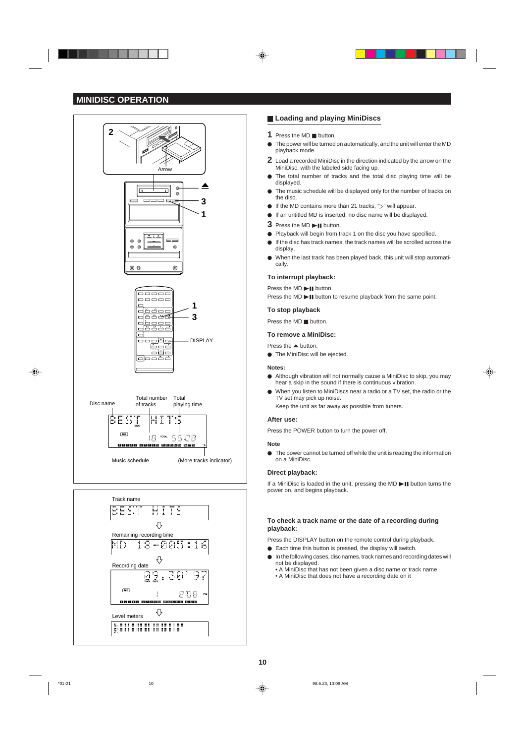## MINIDISC OPERATION

2

Arrow

1

3

1

3

DISPLAY

Disc name

Total number of tracks

Total playing time

Music schedule

(More tracks indicator)

Track name

Remaining recording time

Recording date

Level meters

### Loading and playing MiniDiscs

**1** Press the MD ■ button.

- The power will be turned on automatically, and the unit will enter the MD playback mode.

**2** Load a recorded MiniDisc in the direction indicated by the arrow on the MiniDisc, with the labeled side facing up.

- The total number of tracks and the total disc playing time will be displayed.
- The music schedule will be displayed only for the number of tracks on the disc.
- If the MD contains more than 21 tracks, ">" will appear.
- If an untitled MD is inserted, no disc name will be displayed.

**3** Press the MD ►II button.

- Playback will begin from track 1 on the disc you have specified.
- If the disc has track names, the track names will be scrolled across the display.
- When the last track has been played back, this unit will stop automatically.

#### To interrupt playback:

Press the MD ►II button.

Press the MD ►II button to resume playback from the same point.

#### To stop playback

Press the MD ■ button.

#### To remove a MiniDisc:

Press the ▲ button.

- The MiniDisc will be ejected.

**Notes:**

- Although vibration will not normally cause a MiniDisc to skip, you may hear a skip in the sound if there is continuous vibration.
- When you listen to MiniDiscs near a radio or a TV set, the radio or the TV set may pick up noise.

  Keep the unit as far away as possible from tuners.

#### After use:

Press the POWER button to turn the power off.

**Note**

- The power cannot be turned off while the unit is reading the information on a MiniDisc.

#### Direct playback:

If a MiniDisc is loaded in the unit, pressing the MD ►II button turns the power on, and begins playback.

#### To check a track name or the date of a recording during playback:

Press the DISPLAY button on the remote control during playback.

- Each time this button is pressed, the display will switch.
- In the following cases, disc names, track names and recording dates will not be displayed:
  - A MiniDisc that has not been given a disc name or track name
  - A MiniDisc that does not have a recording date on it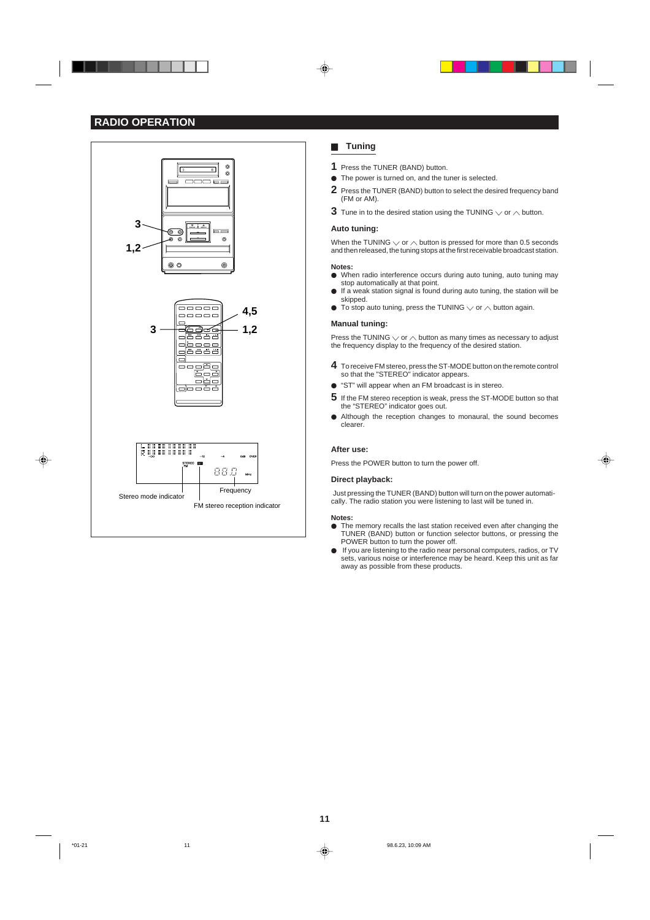## RADIO OPERATION

3
1,2

4,5
3
1,2

Stereo mode indicator
Frequency
FM stereo reception indicator

### Tuning

**1** Press the TUNER (BAND) button.

- The power is turned on, and the tuner is selected.

**2** Press the TUNER (BAND) button to select the desired frequency band (FM or AM).

**3** Tune in to the desired station using the TUNING ∨ or ∧ button.

**Auto tuning:**

When the TUNING ∨ or ∧ button is pressed for more than 0.5 seconds and then released, the tuning stops at the first receivable broadcast station.

**Notes:**

- When radio interference occurs during auto tuning, auto tuning may stop automatically at that point.
- If a weak station signal is found during auto tuning, the station will be skipped.
- To stop auto tuning, press the TUNING ∨ or ∧ button again.

**Manual tuning:**

Press the TUNING ∨ or ∧ button as many times as necessary to adjust the frequency display to the frequency of the desired station.

**4** To receive FM stereo, press the ST-MODE button on the remote control so that the "STEREO" indicator appears.

- "ST" will appear when an FM broadcast is in stereo.

**5** If the FM stereo reception is weak, press the ST-MODE button so that the "STEREO" indicator goes out.

- Although the reception changes to monaural, the sound becomes clearer.

**After use:**

Press the POWER button to turn the power off.

**Direct playback:**

Just pressing the TUNER (BAND) button will turn on the power automatically. The radio station you were listening to last will be tuned in.

**Notes:**

- The memory recalls the last station received even after changing the TUNER (BAND) button or function selector buttons, or pressing the POWER button to turn the power off.
- If you are listening to the radio near personal computers, radios, or TV sets, various noise or interference may be heard. Keep this unit as far away as possible from these products.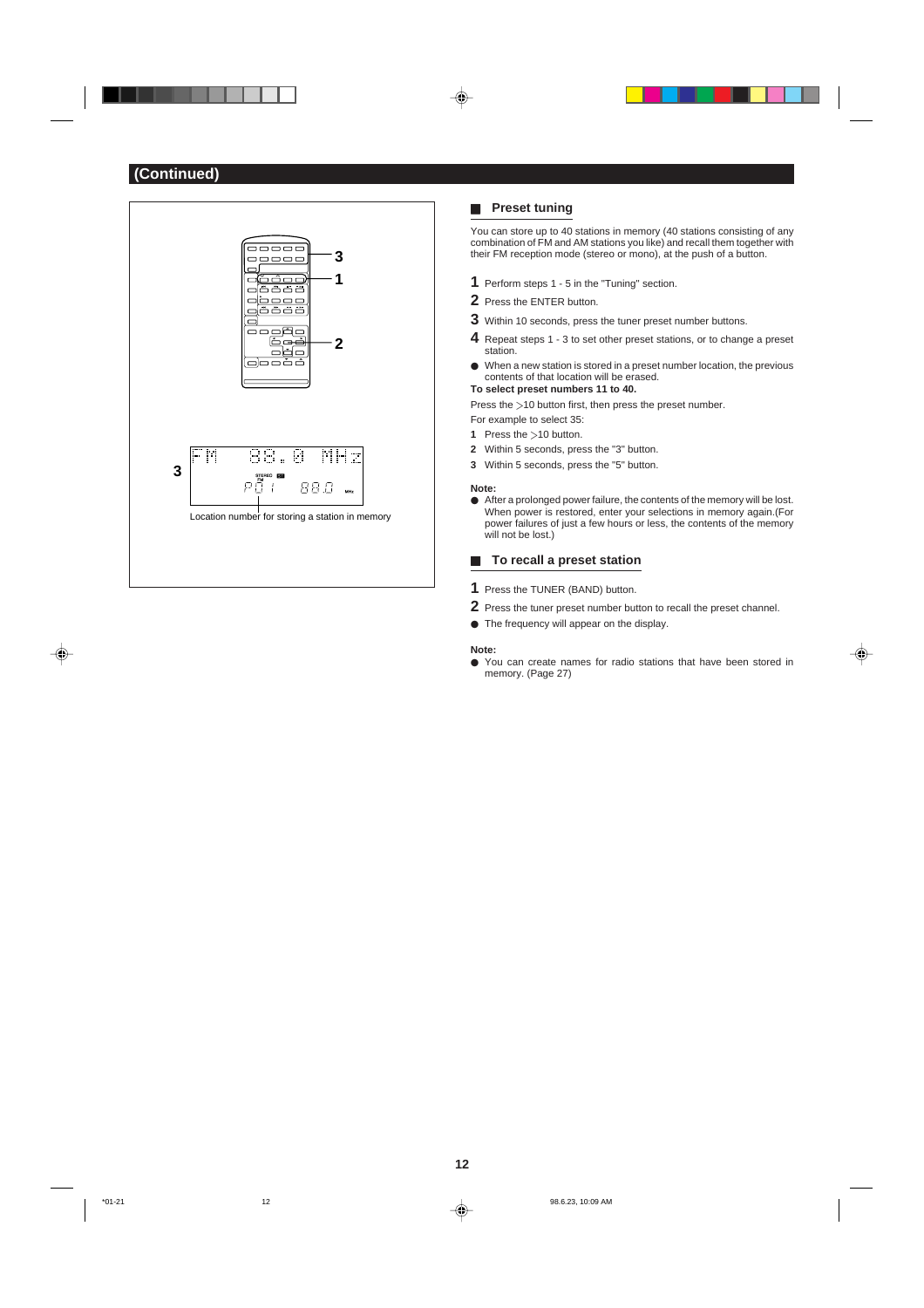## (Continued)

Location number for storing a station in memory

### Preset tuning

You can store up to 40 stations in memory (40 stations consisting of any combination of FM and AM stations you like) and recall them together with their FM reception mode (stereo or mono), at the push of a button.

**1** Perform steps 1 - 5 in the "Tuning" section.

**2** Press the ENTER button.

**3** Within 10 seconds, press the tuner preset number buttons.

**4** Repeat steps 1 - 3 to set other preset stations, or to change a preset station.

- When a new station is stored in a preset number location, the previous contents of that location will be erased.

**To select preset numbers 11 to 40.**

Press the >10 button first, then press the preset number.

For example to select 35:

1. Press the >10 button.
2. Within 5 seconds, press the "3" button.
3. Within 5 seconds, press the "5" button.

**Note:**

- After a prolonged power failure, the contents of the memory will be lost. When power is restored, enter your selections in memory again.(For power failures of just a few hours or less, the contents of the memory will not be lost.)

### To recall a preset station

**1** Press the TUNER (BAND) button.

**2** Press the tuner preset number button to recall the preset channel.

- The frequency will appear on the display.

**Note:**

- You can create names for radio stations that have been stored in memory. (Page 27)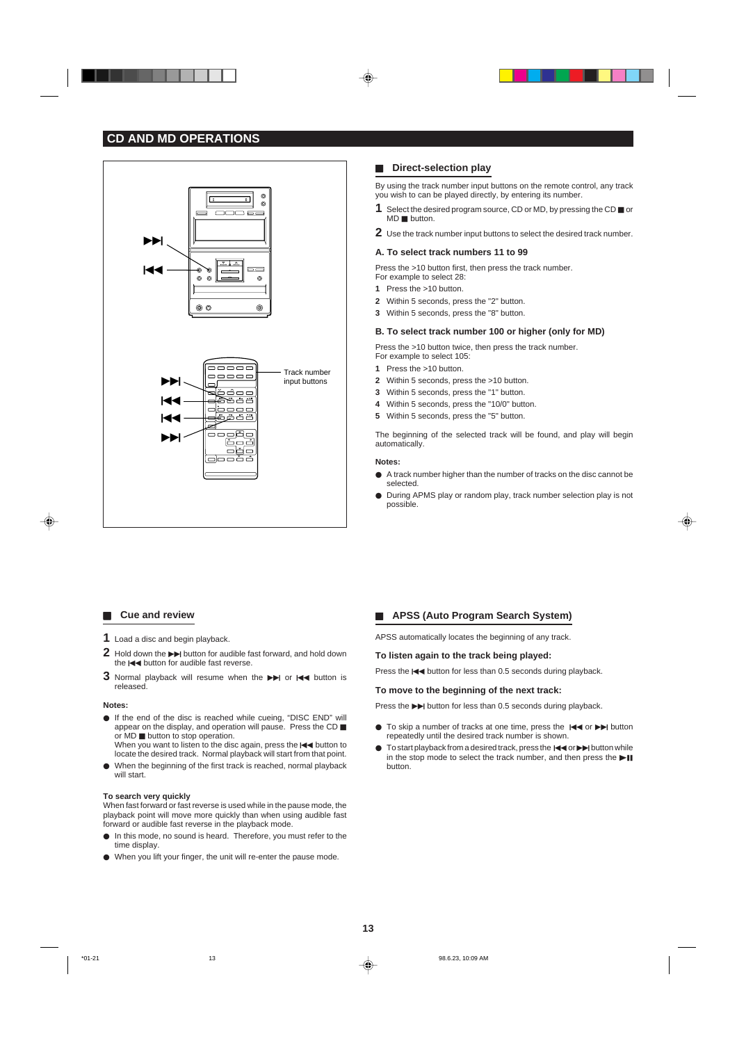# CD AND MD OPERATIONS

Track number input buttons

## Direct-selection play

By using the track number input buttons on the remote control, any track you wish to can be played directly, by entering its number.

1. Select the desired program source, CD or MD, by pressing the CD ■ or MD ■ button.
2. Use the track number input buttons to select the desired track number.

### A. To select track numbers 11 to 99

Press the >10 button first, then press the track number.
For example to select 28:

1. Press the >10 button.
2. Within 5 seconds, press the "2" button.
3. Within 5 seconds, press the "8" button.

### B. To select track number 100 or higher (only for MD)

Press the >10 button twice, then press the track number.
For example to select 105:

1. Press the >10 button.
2. Within 5 seconds, press the >10 button.
3. Within 5 seconds, press the "1" button.
4. Within 5 seconds, press the "10/0" button.
5. Within 5 seconds, press the "5" button.

The beginning of the selected track will be found, and play will begin automatically.

**Notes:**

- A track number higher than the number of tracks on the disc cannot be selected.
- During APMS play or random play, track number selection play is not possible.

## Cue and review

1. Load a disc and begin playback.
2. Hold down the ▶▶| button for audible fast forward, and hold down the |◀◀ button for audible fast reverse.
3. Normal playback will resume when the ▶▶| or |◀◀ button is released.

**Notes:**

- If the end of the disc is reached while cueing, "DISC END" will appear on the display, and operation will pause. Press the CD ■ or MD ■ button to stop operation.
  When you want to listen to the disc again, press the |◀◀ button to locate the desired track. Normal playback will start from that point.
- When the beginning of the first track is reached, normal playback will start.

**To search very quickly**
When fast forward or fast reverse is used while in the pause mode, the playback point will move more quickly than when using audible fast forward or audible fast reverse in the playback mode.

- In this mode, no sound is heard. Therefore, you must refer to the time display.
- When you lift your finger, the unit will re-enter the pause mode.

## APSS (Auto Program Search System)

APSS automatically locates the beginning of any track.

### To listen again to the track being played:

Press the |◀◀ button for less than 0.5 seconds during playback.

### To move to the beginning of the next track:

Press the ▶▶| button for less than 0.5 seconds during playback.

- To skip a number of tracks at one time, press the |◀◀ or ▶▶| button repeatedly until the desired track number is shown.
- To start playback from a desired track, press the |◀◀ or ▶▶| button while in the stop mode to select the track number, and then press the ▶II button.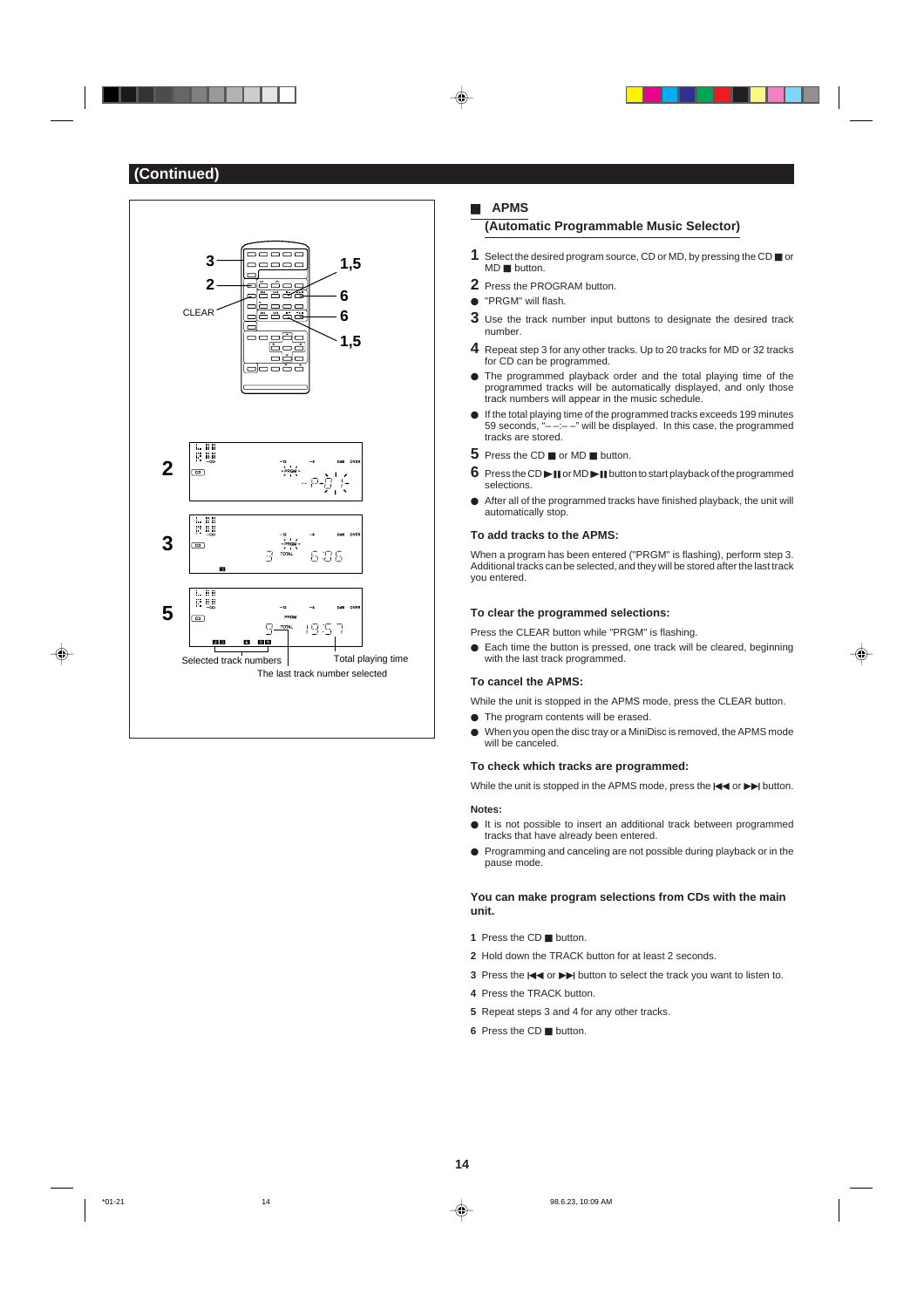## (Continued)

3
2
CLEAR
1,5
6
6
1,5

2

3

5

Selected track numbers
Total playing time
The last track number selected

### APMS

### (Automatic Programmable Music Selector)

**1** Select the desired program source, CD or MD, by pressing the CD ■ or MD ■ button.

**2** Press the PROGRAM button.

- "PRGM" will flash.

**3** Use the track number input buttons to designate the desired track number.

**4** Repeat step 3 for any other tracks. Up to 20 tracks for MD or 32 tracks for CD can be programmed.

- The programmed playback order and the total playing time of the programmed tracks will be automatically displayed, and only those track numbers will appear in the music schedule.
- If the total playing time of the programmed tracks exceeds 199 minutes 59 seconds, "– – :– –" will be displayed. In this case, the programmed tracks are stored.

**5** Press the CD ■ or MD ■ button.

**6** Press the CD ▶❚❚ or MD ▶❚❚ button to start playback of the programmed selections.

- After all of the programmed tracks have finished playback, the unit will automatically stop.

#### To add tracks to the APMS:

When a program has been entered ("PRGM" is flashing), perform step 3. Additional tracks can be selected, and they will be stored after the last track you entered.

#### To clear the programmed selections:

Press the CLEAR button while "PRGM" is flashing.

- Each time the button is pressed, one track will be cleared, beginning with the last track programmed.

#### To cancel the APMS:

While the unit is stopped in the APMS mode, press the CLEAR button.

- The program contents will be erased.
- When you open the disc tray or a MiniDisc is removed, the APMS mode will be canceled.

#### To check which tracks are programmed:

While the unit is stopped in the APMS mode, press the ❙◀◀ or ▶▶❙ button.

#### Notes:

- It is not possible to insert an additional track between programmed tracks that have already been entered.
- Programming and canceling are not possible during playback or in the pause mode.

#### You can make program selections from CDs with the main unit.

**1** Press the CD ■ button.

**2** Hold down the TRACK button for at least 2 seconds.

**3** Press the ❙◀◀ or ▶▶❙ button to select the track you want to listen to.

**4** Press the TRACK button.

**5** Repeat steps 3 and 4 for any other tracks.

**6** Press the CD ■ button.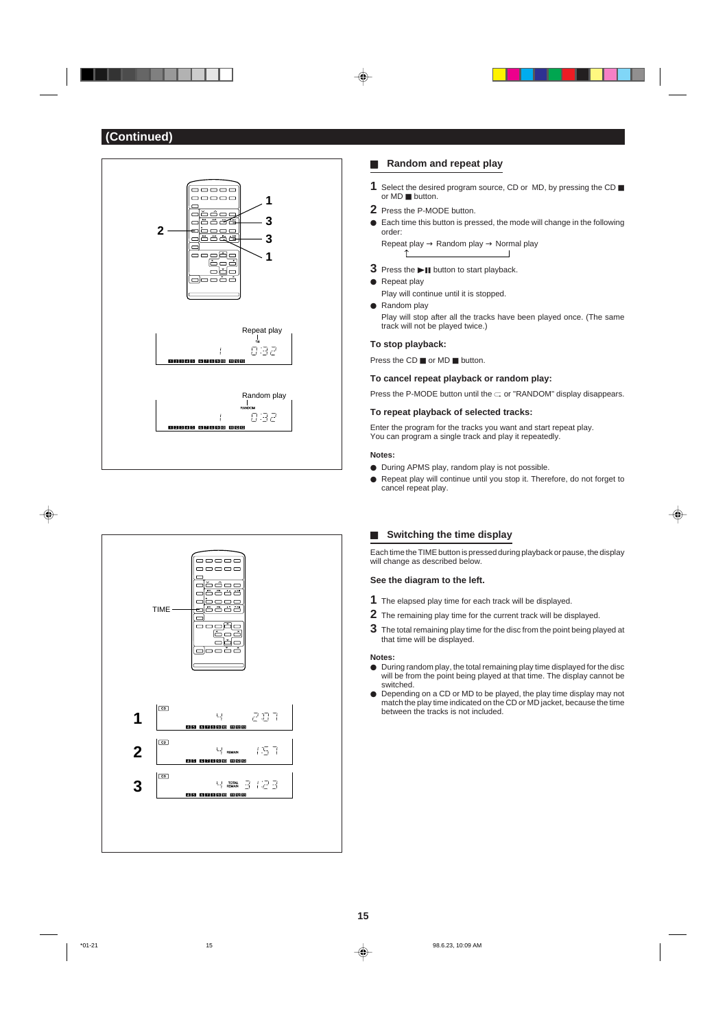## (Continued)

Repeat play

Random play

### ■ Random and repeat play

**1** Select the desired program source, CD or MD, by pressing the CD ■ or MD ■ button.

**2** Press the P-MODE button.

- Each time this button is pressed, the mode will change in the following order:

  Repeat play → Random play → Normal play

**3** Press the ▶❚❚ button to start playback.

- Repeat play

  Play will continue until it is stopped.

- Random play

  Play will stop after all the tracks have been played once. (The same track will not be played twice.)

#### To stop playback:

Press the CD ■ or MD ■ button.

#### To cancel repeat playback or random play:

Press the P-MODE button until the ⊂ or "RANDOM" display disappears.

#### To repeat playback of selected tracks:

Enter the program for the tracks you want and start repeat play.
You can program a single track and play it repeatedly.

#### Notes:

- During APMS play, random play is not possible.
- Repeat play will continue until you stop it. Therefore, do not forget to cancel repeat play.

TIME

### ■ Switching the time display

Each time the TIME button is pressed during playback or pause, the display will change as described below.

#### See the diagram to the left.

**1** The elapsed play time for each track will be displayed.

**2** The remaining play time for the current track will be displayed.

**3** The total remaining play time for the disc from the point being played at that time will be displayed.

#### Notes:

- During random play, the total remaining play time displayed for the disc will be from the point being played at that time. The display cannot be switched.
- Depending on a CD or MD to be played, the play time display may not match the play time indicated on the CD or MD jacket, because the time between the tracks is not included.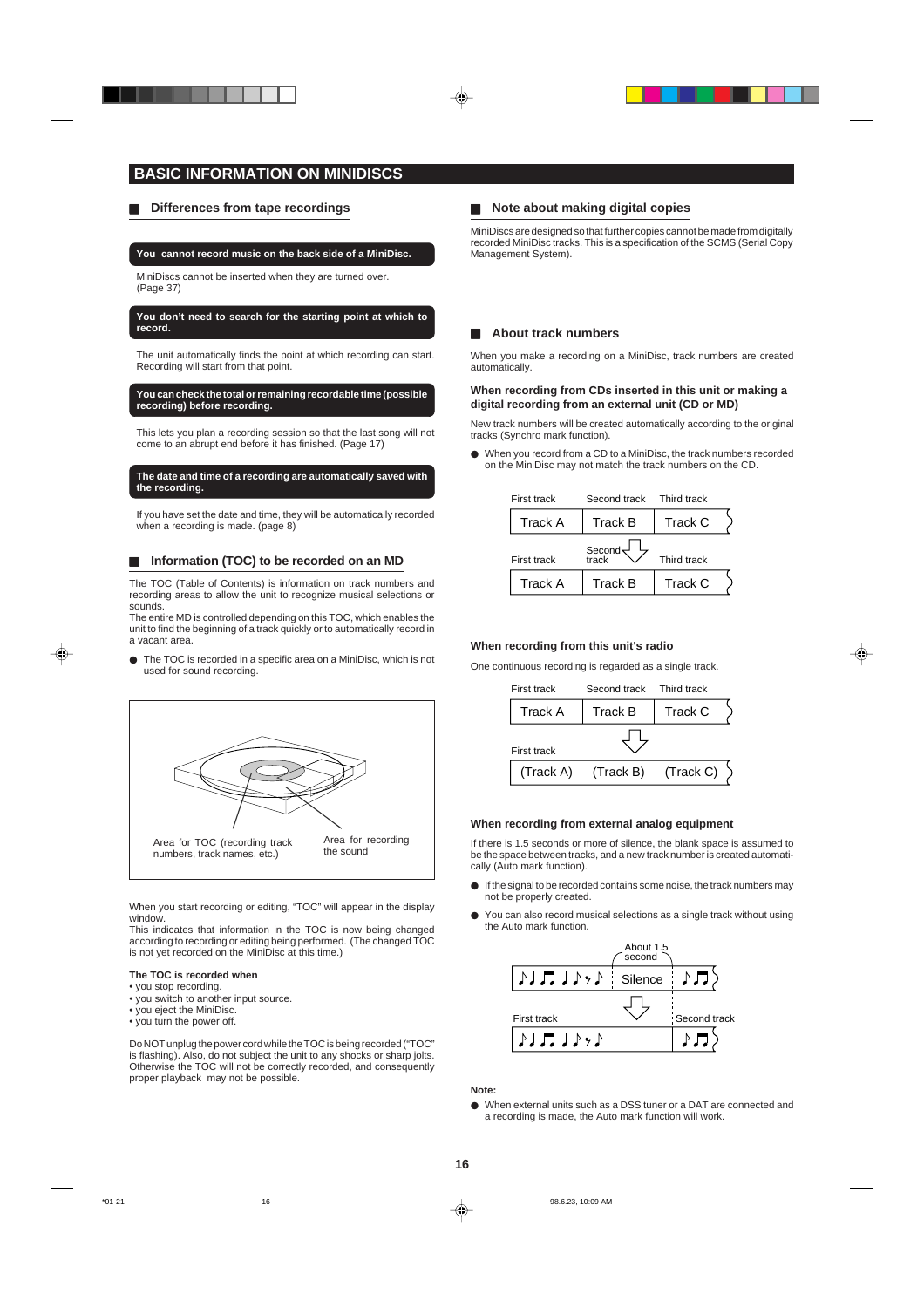# BASIC INFORMATION ON MINIDISCS

## Differences from tape recordings

**You cannot record music on the back side of a MiniDisc.**

MiniDiscs cannot be inserted when they are turned over. (Page 37)

**You don't need to search for the starting point at which to record.**

The unit automatically finds the point at which recording can start. Recording will start from that point.

**You can check the total or remaining recordable time (possible recording) before recording.**

This lets you plan a recording session so that the last song will not come to an abrupt end before it has finished. (Page 17)

**The date and time of a recording are automatically saved with the recording.**

If you have set the date and time, they will be automatically recorded when a recording is made. (page 8)

## Information (TOC) to be recorded on an MD

The TOC (Table of Contents) is information on track numbers and recording areas to allow the unit to recognize musical selections or sounds.
The entire MD is controlled depending on this TOC, which enables the unit to find the beginning of a track quickly or to automatically record in a vacant area.

- The TOC is recorded in a specific area on a MiniDisc, which is not used for sound recording.

Area for TOC (recording track numbers, track names, etc.)

Area for recording the sound

When you start recording or editing, "TOC" will appear in the display window.
This indicates that information in the TOC is now being changed according to recording or editing being performed. (The changed TOC is not yet recorded on the MiniDisc at this time.)

**The TOC is recorded when**

- you stop recording.
- you switch to another input source.
- you eject the MiniDisc.
- you turn the power off.

Do NOT unplug the power cord while the TOC is being recorded ("TOC" is flashing). Also, do not subject the unit to any shocks or sharp jolts. Otherwise the TOC will not be correctly recorded, and consequently proper playback may not be possible.

## Note about making digital copies

MiniDiscs are designed so that further copies cannot be made from digitally recorded MiniDisc tracks. This is a specification of the SCMS (Serial Copy Management System).

## About track numbers

When you make a recording on a MiniDisc, track numbers are created automatically.

### When recording from CDs inserted in this unit or making a digital recording from an external unit (CD or MD)

New track numbers will be created automatically according to the original tracks (Synchro mark function).

- When you record from a CD to a MiniDisc, the track numbers recorded on the MiniDisc may not match the track numbers on the CD.

| First track | Second track | Third track |
|---|---|---|
| Track A | Track B | Track C |

| First track | Second track | Third track |
|---|---|---|
| Track A | Track B | Track C |

### When recording from this unit's radio

One continuous recording is regarded as a single track.

| First track | Second track | Third track |
|---|---|---|
| Track A | Track B | Track C |

| First track | | |
|---|---|---|
| (Track A) | (Track B) | (Track C) |

### When recording from external analog equipment

If there is 1.5 seconds or more of silence, the blank space is assumed to be the space between tracks, and a new track number is created automatically (Auto mark function).

- If the signal to be recorded contains some noise, the track numbers may not be properly created.
- You can also record musical selections as a single track without using the Auto mark function.

About 1.5 second — Silence

First track — Second track

**Note:**

- When external units such as a DSS tuner or a DAT are connected and a recording is made, the Auto mark function will work.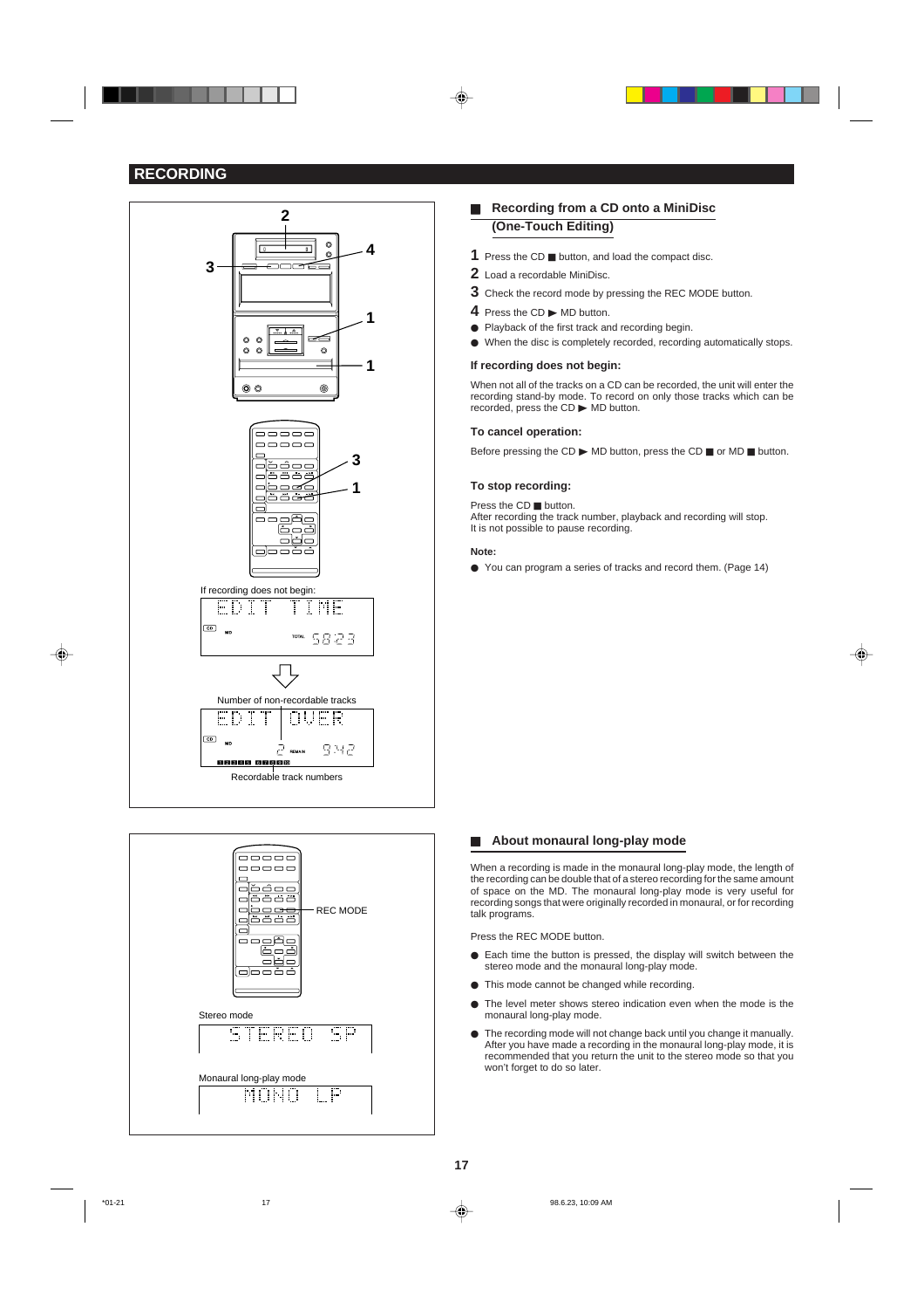## RECORDING

If recording does not begin:

EDIT TIME

Number of non-recordable tracks

EDIT OVER

Recordable track numbers

REC MODE

Stereo mode

STEREO SP

Monaural long-play mode

MONO LP

### Recording from a CD onto a MiniDisc (One-Touch Editing)

**1** Press the CD ■ button, and load the compact disc.

**2** Load a recordable MiniDisc.

**3** Check the record mode by pressing the REC MODE button.

**4** Press the CD ▶ MD button.

- Playback of the first track and recording begin.
- When the disc is completely recorded, recording automatically stops.

**If recording does not begin:**

When not all of the tracks on a CD can be recorded, the unit will enter the recording stand-by mode. To record on only those tracks which can be recorded, press the CD ▶ MD button.

**To cancel operation:**

Before pressing the CD ▶ MD button, press the CD ■ or MD ■ button.

**To stop recording:**

Press the CD ■ button.
After recording the track number, playback and recording will stop.
It is not possible to pause recording.

**Note:**

- You can program a series of tracks and record them. (Page 14)

### About monaural long-play mode

When a recording is made in the monaural long-play mode, the length of the recording can be double that of a stereo recording for the same amount of space on the MD. The monaural long-play mode is very useful for recording songs that were originally recorded in monaural, or for recording talk programs.

Press the REC MODE button.

- Each time the button is pressed, the display will switch between the stereo mode and the monaural long-play mode.
- This mode cannot be changed while recording.
- The level meter shows stereo indication even when the mode is the monaural long-play mode.
- The recording mode will not change back until you change it manually. After you have made a recording in the monaural long-play mode, it is recommended that you return the unit to the stereo mode so that you won't forget to do so later.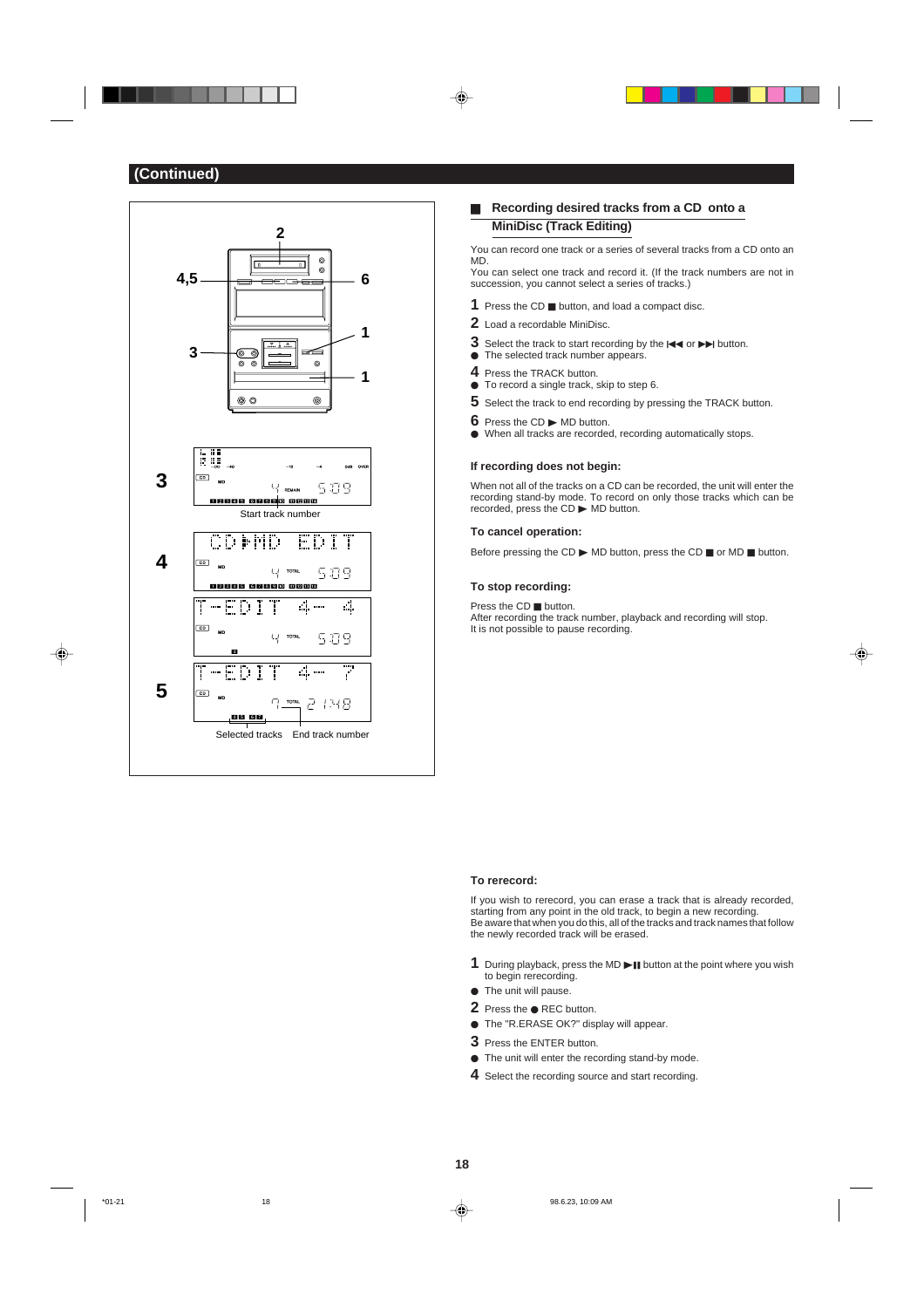## (Continued)

Start track number

Selected tracks   End track number

### Recording desired tracks from a CD onto a MiniDisc (Track Editing)

You can record one track or a series of several tracks from a CD onto an MD.
You can select one track and record it. (If the track numbers are not in succession, you cannot select a series of tracks.)

**1** Press the CD ■ button, and load a compact disc.

**2** Load a recordable MiniDisc.

**3** Select the track to start recording by the |◀◀ or ▶▶| button.
- The selected track number appears.

**4** Press the TRACK button.
- To record a single track, skip to step 6.

**5** Select the track to end recording by pressing the TRACK button.

**6** Press the CD ▶ MD button.
- When all tracks are recorded, recording automatically stops.

**If recording does not begin:**

When not all of the tracks on a CD can be recorded, the unit will enter the recording stand-by mode. To record on only those tracks which can be recorded, press the CD ▶ MD button.

**To cancel operation:**

Before pressing the CD ▶ MD button, press the CD ■ or MD ■ button.

**To stop recording:**

Press the CD ■ button.
After recording the track number, playback and recording will stop.
It is not possible to pause recording.

**To rerecord:**

If you wish to rerecord, you can erase a track that is already recorded, starting from any point in the old track, to begin a new recording.
Be aware that when you do this, all of the tracks and track names that follow the newly recorded track will be erased.

**1** During playback, press the MD ▶❚❚ button at the point where you wish to begin rerecording.
- The unit will pause.

**2** Press the ● REC button.
- The "R.ERASE OK?" display will appear.

**3** Press the ENTER button.
- The unit will enter the recording stand-by mode.

**4** Select the recording source and start recording.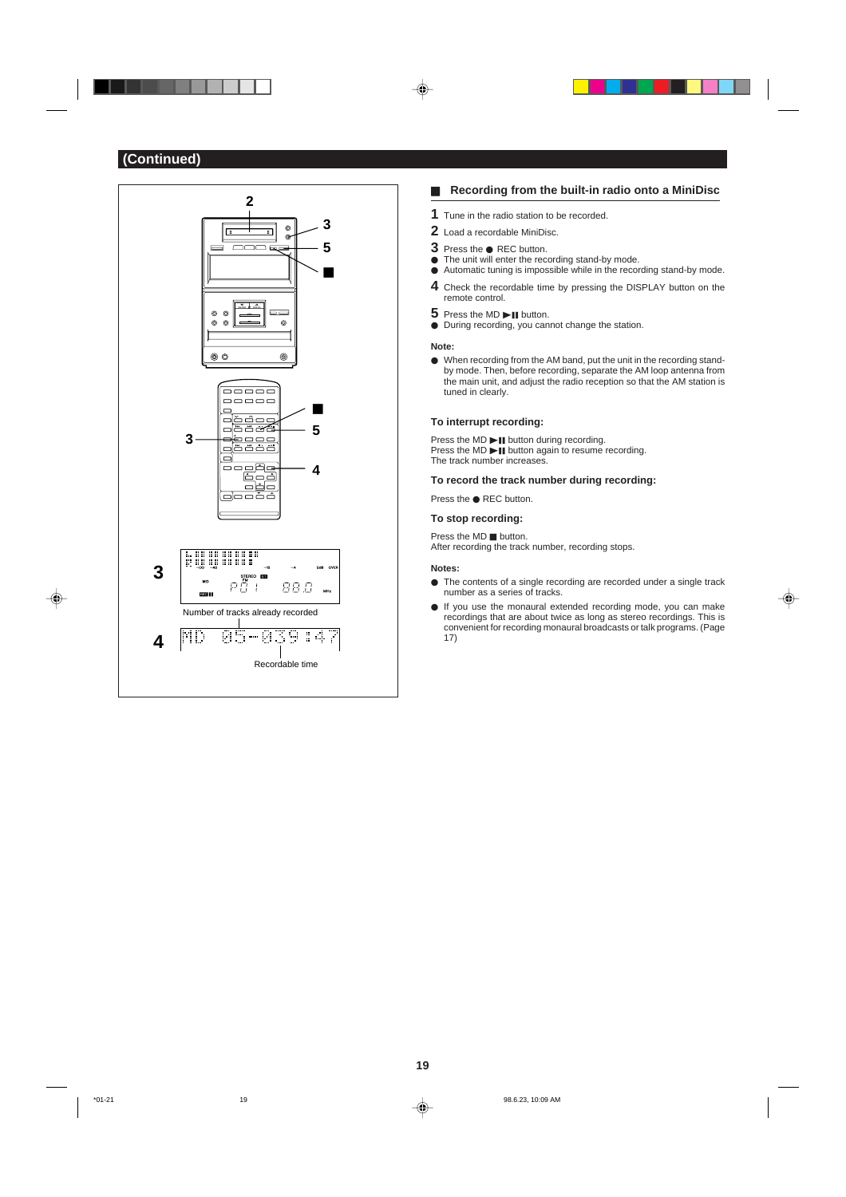## (Continued)

Number of tracks already recorded

Recordable time

### ■ Recording from the built-in radio onto a MiniDisc

**1** Tune in the radio station to be recorded.

**2** Load a recordable MiniDisc.

**3** Press the ● REC button.

- The unit will enter the recording stand-by mode.
- Automatic tuning is impossible while in the recording stand-by mode.

**4** Check the recordable time by pressing the DISPLAY button on the remote control.

**5** Press the MD ►II button.

- During recording, you cannot change the station.

**Note:**

- When recording from the AM band, put the unit in the recording stand-by mode. Then, before recording, separate the AM loop antenna from the main unit, and adjust the radio reception so that the AM station is tuned in clearly.

#### To interrupt recording:

Press the MD ►II button during recording.
Press the MD ►II button again to resume recording.
The track number increases.

#### To record the track number during recording:

Press the ● REC button.

#### To stop recording:

Press the MD ■ button.
After recording the track number, recording stops.

**Notes:**

- The contents of a single recording are recorded under a single track number as a series of tracks.
- If you use the monaural extended recording mode, you can make recordings that are about twice as long as stereo recordings. This is convenient for recording monaural broadcasts or talk programs. (Page 17)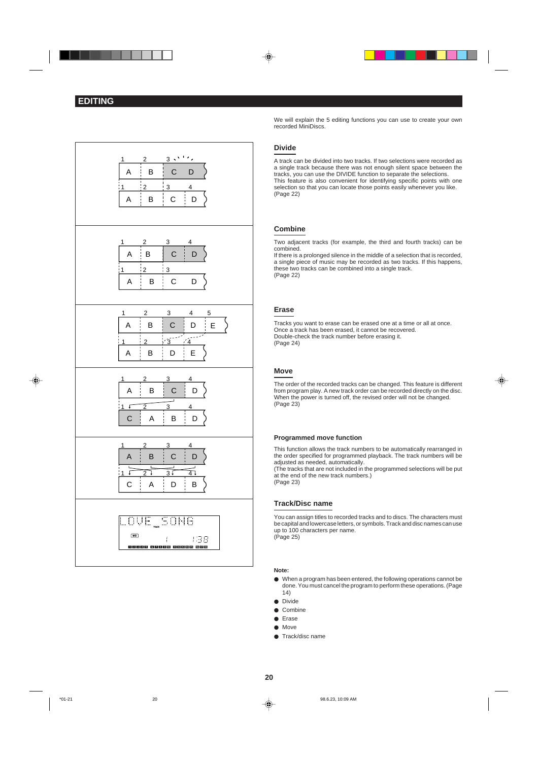# EDITING

We will explain the 5 editing functions you can use to create your own recorded MiniDiscs.

## Divide

A track can be divided into two tracks. If two selections were recorded as a single track because there was not enough silent space between the tracks, you can use the DIVIDE function to separate the selections.
This feature is also convenient for identifying specific points with one selection so that you can locate those points easily whenever you like.
(Page 22)

## Combine

Two adjacent tracks (for example, the third and fourth tracks) can be combined.
If there is a prolonged silence in the middle of a selection that is recorded, a single piece of music may be recorded as two tracks. If this happens, these two tracks can be combined into a single track.
(Page 22)

## Erase

Tracks you want to erase can be erased one at a time or all at once.
Once a track has been erased, it cannot be recovered.
Double-check the track number before erasing it.
(Page 24)

## Move

The order of the recorded tracks can be changed. This feature is different from program play. A new track order can be recorded directly on the disc.
When the power is turned off, the revised order will not be changed.
(Page 23)

### Programmed move function

This function allows the track numbers to be automatically rearranged in the order specified for programmed playback. The track numbers will be adjusted as needed, automatically.
(The tracks that are not included in the programmed selections will be put at the end of the new track numbers.)
(Page 23)

## Track/Disc name

You can assign titles to recorded tracks and to discs. The characters must be capital and lowercase letters, or symbols. Track and disc names can use up to 100 characters per name.
(Page 25)

**Note:**

- When a program has been entered, the following operations cannot be done. You must cancel the program to perform these operations. (Page 14)
- Divide
- Combine
- Erase
- Move
- Track/disc name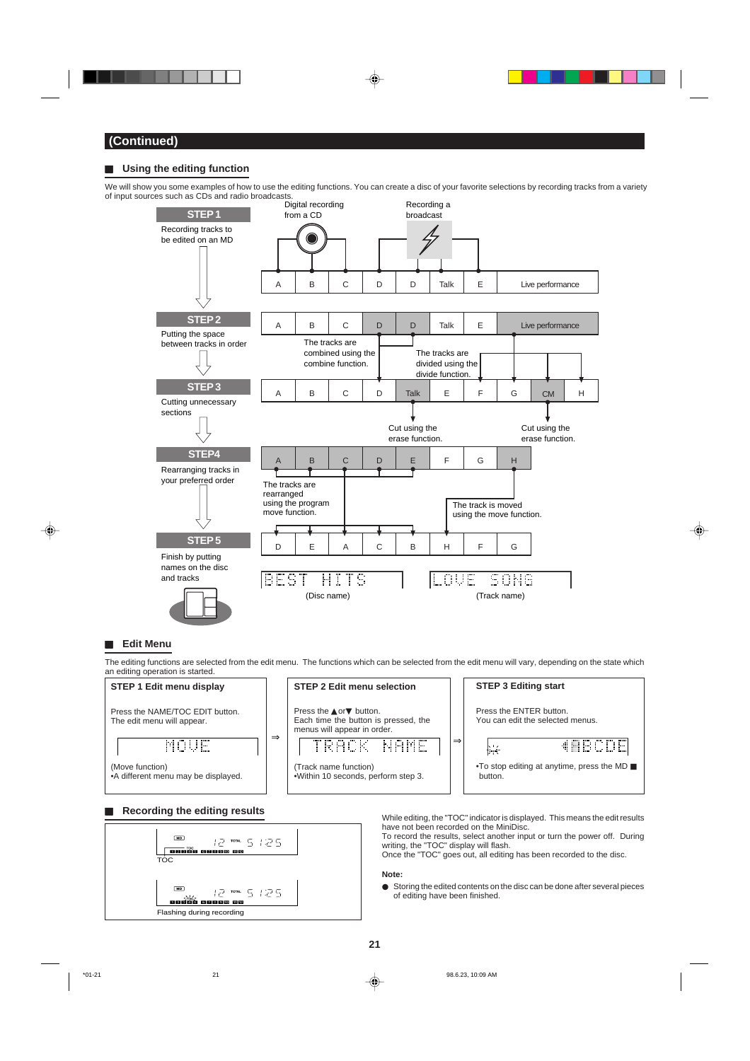## (Continued)

### Using the editing function

We will show you some examples of how to use the editing functions. You can create a disc of your favorite selections by recording tracks from a variety of input sources such as CDs and radio broadcasts.

**STEP 1**
Recording tracks to be edited on an MD

Digital recording from a CD — Recording a broadcast

| A | B | C | D | D | Talk | E | Live performance |
|---|---|---|---|---|---|---|---|

**STEP 2**
Putting the space between tracks in order

| A | B | C | D | D | Talk | E | Live performance |
|---|---|---|---|---|---|---|---|

The tracks are combined using the combine function.

The tracks are divided using the divide function.

**STEP 3**
Cutting unnecessary sections

| A | B | C | D | Talk | E | F | G | CM | H |
|---|---|---|---|---|---|---|---|---|---|

Cut using the erase function.

Cut using the erase function.

**STEP4**
Rearranging tracks in your preferred order

| A | B | C | D | E | F | G | H |
|---|---|---|---|---|---|---|---|

The tracks are rearranged using the program move function.

The track is moved using the move function.

**STEP 5**
Finish by putting names on the disc and tracks

| D | E | A | C | B | H | F | G |
|---|---|---|---|---|---|---|---|

BEST HITS (Disc name)

LOVE SONG (Track name)

### Edit Menu

The editing functions are selected from the edit menu. The functions which can be selected from the edit menu will vary, depending on the state which an editing operation is started.

**STEP 1 Edit menu display**

Press the NAME/TOC EDIT button.
The edit menu will appear.

MOVE

(Move function)
•A different menu may be displayed.

⇒

**STEP 2 Edit menu selection**

Press the ▲or▼ button.
Each time the button is pressed, the menus will appear in order.

TRACK NAME

(Track name function)
•Within 10 seconds, perform step 3.

⇒

**STEP 3 Editing start**

Press the ENTER button.
You can edit the selected menus.

ABCDE

•To stop editing at anytime, press the MD ■ button.

### Recording the editing results

MD 12 TOTAL 51:25
TOC

MD 12 TOTAL 51:25
Flashing during recording

While editing, the "TOC" indicator is displayed. This means the edit results have not been recorded on the MiniDisc.
To record the results, select another input or turn the power off. During writing, the "TOC" display will flash.
Once the "TOC" goes out, all editing has been recorded to the disc.

**Note:**

- Storing the edited contents on the disc can be done after several pieces of editing have been finished.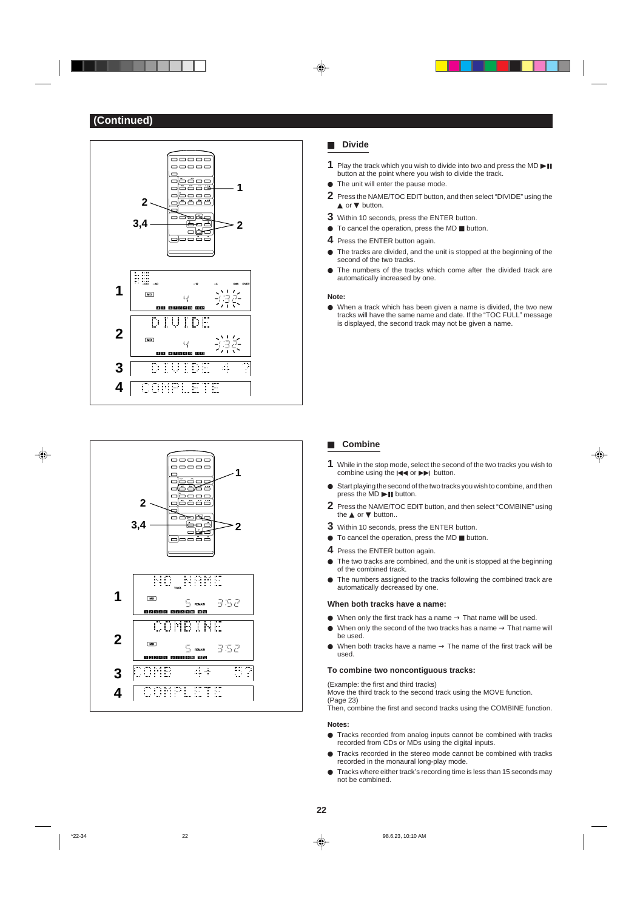## (Continued)

### Divide

**1** Play the track which you wish to divide into two and press the MD ▶❙❙ button at the point where you wish to divide the track.

- The unit will enter the pause mode.

**2** Press the NAME/TOC EDIT button, and then select "DIVIDE" using the ▲ or ▼ button.

**3** Within 10 seconds, press the ENTER button.

- To cancel the operation, press the MD ■ button.

**4** Press the ENTER button again.

- The tracks are divided, and the unit is stopped at the beginning of the second of the two tracks.
- The numbers of the tracks which come after the divided track are automatically increased by one.

**Note:**

- When a track which has been given a name is divided, the two new tracks will have the same name and date. If the "TOC FULL" message is displayed, the second track may not be given a name.

### Combine

**1** While in the stop mode, select the second of the two tracks you wish to combine using the ◀◀ or ▶▶ button.

- Start playing the second of the two tracks you wish to combine, and then press the MD ▶❙❙ button.

**2** Press the NAME/TOC EDIT button, and then select "COMBINE" using the ▲ or ▼ button..

**3** Within 10 seconds, press the ENTER button.

- To cancel the operation, press the MD ■ button.

**4** Press the ENTER button again.

- The two tracks are combined, and the unit is stopped at the beginning of the combined track.
- The numbers assigned to the tracks following the combined track are automatically decreased by one.

**When both tracks have a name:**

- When only the first track has a name → That name will be used.
- When only the second of the two tracks has a name → That name will be used.
- When both tracks have a name → The name of the first track will be used.

**To combine two noncontiguous tracks:**

(Example: the first and third tracks)
Move the third track to the second track using the MOVE function. (Page 23)
Then, combine the first and second tracks using the COMBINE function.

**Notes:**

- Tracks recorded from analog inputs cannot be combined with tracks recorded from CDs or MDs using the digital inputs.
- Tracks recorded in the stereo mode cannot be combined with tracks recorded in the monaural long-play mode.
- Tracks where either track's recording time is less than 15 seconds may not be combined.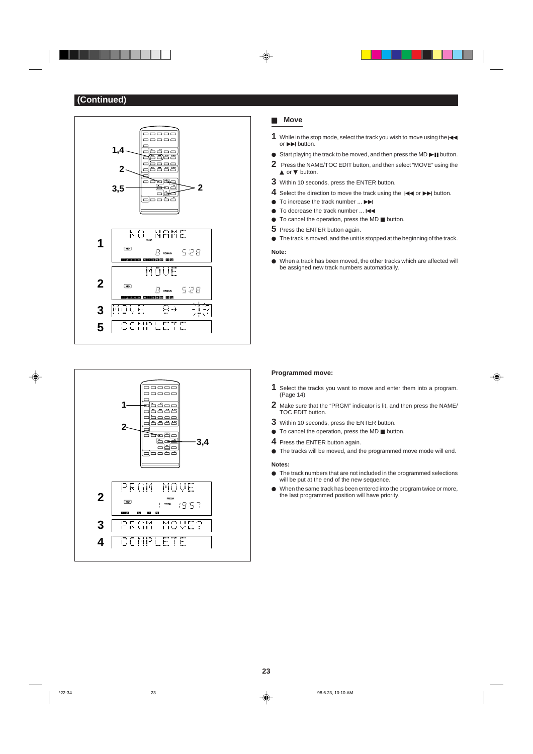## (Continued)

### ■ Move

**1** While in the stop mode, select the track you wish to move using the |◀◀ or ▶▶| button.

- Start playing the track to be moved, and then press the MD ▶❚❚ button.

**2** Press the NAME/TOC EDIT button, and then select "MOVE" using the ▲ or ▼ button.

**3** Within 10 seconds, press the ENTER button.

**4** Select the direction to move the track using the |◀◀ or ▶▶| button.

- To increase the track number ... ▶▶|
- To decrease the track number ... |◀◀
- To cancel the operation, press the MD ■ button.

**5** Press the ENTER button again.

- The track is moved, and the unit is stopped at the beginning of the track.

**Note:**

- When a track has been moved, the other tracks which are affected will be assigned new track numbers automatically.

**Programmed move:**

**1** Select the tracks you want to move and enter them into a program. (Page 14)

**2** Make sure that the "PRGM" indicator is lit, and then press the NAME/TOC EDIT button.

**3** Within 10 seconds, press the ENTER button.

- To cancel the operation, press the MD ■ button.

**4** Press the ENTER button again.

- The tracks will be moved, and the programmed move mode will end.

**Notes:**

- The track numbers that are not included in the programmed selections will be put at the end of the new sequence.
- When the same track has been entered into the program twice or more, the last programmed position will have priority.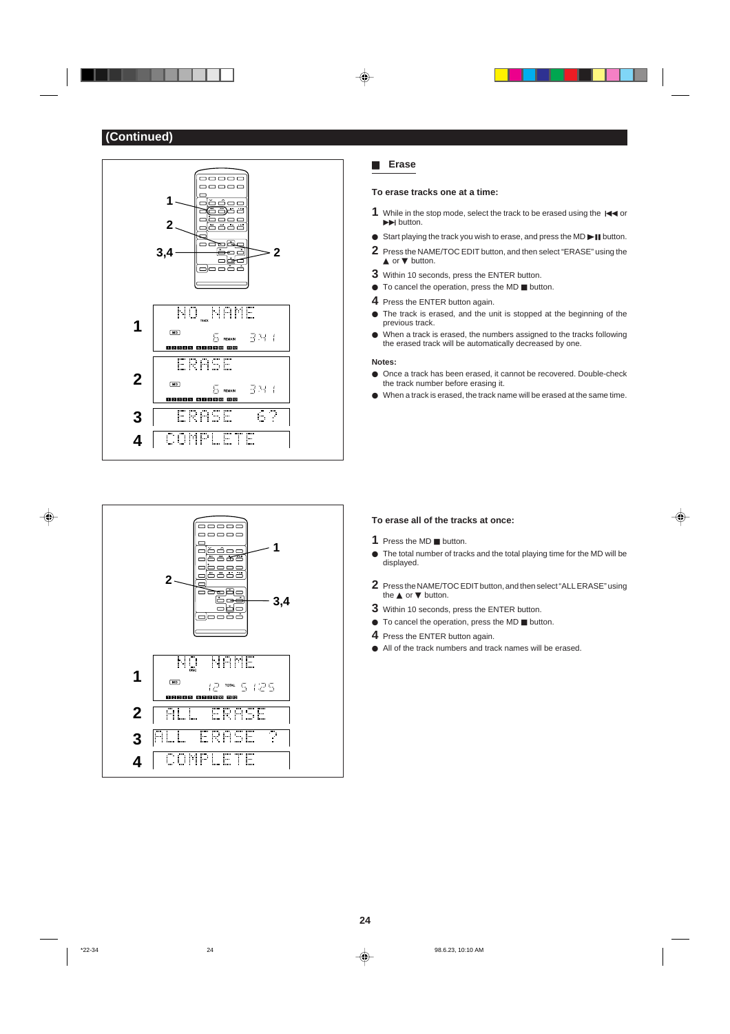## (Continued)

### Erase

**To erase tracks one at a time:**

**1** While in the stop mode, select the track to be erased using the |◀◀ or ▶▶| button.

- Start playing the track you wish to erase, and press the MD ▶❚❚ button.

**2** Press the NAME/TOC EDIT button, and then select "ERASE" using the ▲ or ▼ button.

**3** Within 10 seconds, press the ENTER button.

- To cancel the operation, press the MD ■ button.

**4** Press the ENTER button again.

- The track is erased, and the unit is stopped at the beginning of the previous track.
- When a track is erased, the numbers assigned to the tracks following the erased track will be automatically decreased by one.

**Notes:**

- Once a track has been erased, it cannot be recovered. Double-check the track number before erasing it.
- When a track is erased, the track name will be erased at the same time.

**To erase all of the tracks at once:**

**1** Press the MD ■ button.

- The total number of tracks and the total playing time for the MD will be displayed.

**2** Press the NAME/TOC EDIT button, and then select "ALL ERASE" using the ▲ or ▼ button.

**3** Within 10 seconds, press the ENTER button.

- To cancel the operation, press the MD ■ button.

**4** Press the ENTER button again.

- All of the track numbers and track names will be erased.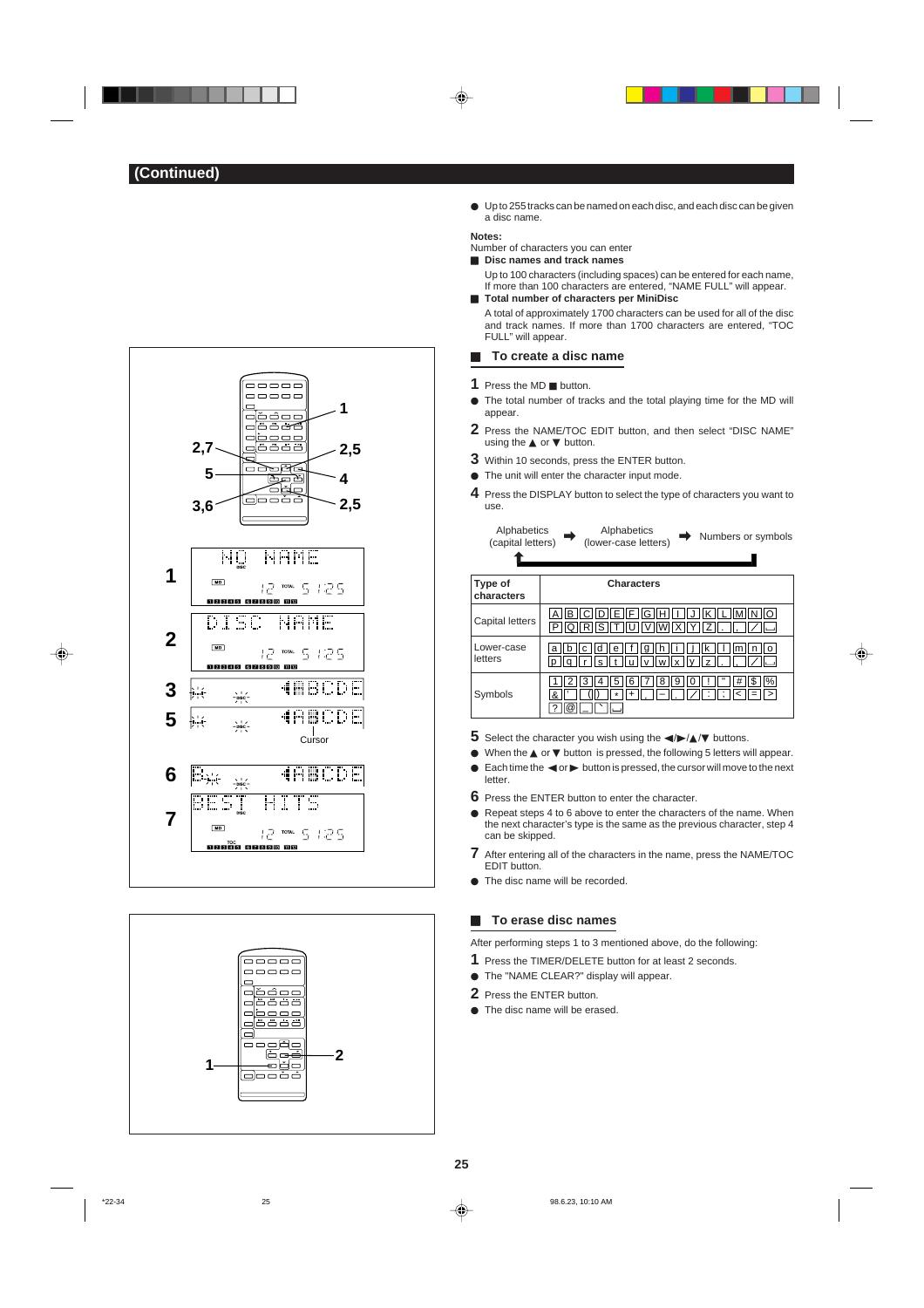## (Continued)

- Up to 255 tracks can be named on each disc, and each disc can be given a disc name.

**Notes:**

Number of characters you can enter

- **Disc names and track names**

  Up to 100 characters (including spaces) can be entered for each name, If more than 100 characters are entered, "NAME FULL" will appear.

- **Total number of characters per MiniDisc**

  A total of approximately 1700 characters can be used for all of the disc and track names. If more than 1700 characters are entered, "TOC FULL" will appear.

### To create a disc name

**1** Press the MD ■ button.

- The total number of tracks and the total playing time for the MD will appear.

**2** Press the NAME/TOC EDIT button, and then select "DISC NAME" using the ▲ or ▼ button.

**3** Within 10 seconds, press the ENTER button.

- The unit will enter the character input mode.

**4** Press the DISPLAY button to select the type of characters you want to use.

Alphabetics (capital letters) ➡ Alphabetics (lower-case letters) ➡ Numbers or symbols

| Type of characters | Characters |
|---|---|
| Capital letters | A B C D E F G H I J K L M N O P Q R S T U V W X Y Z . , / ␣ |
| Lower-case letters | a b c d e f g h i j k l m n o p q r s t u v w x y z . , / ␣ |
| Symbols | 1 2 3 4 5 6 7 8 9 0 ! " # $ % & ' ( ) * + , – . / : ; < = > ? @ _ ` ␣ |

**5** Select the character you wish using the ◀/▶/▲/▼ buttons.

- When the ▲ or ▼ button is pressed, the following 5 letters will appear.
- Each time the ◀ or ▶ button is pressed, the cursor will move to the next letter.

**6** Press the ENTER button to enter the character.

- Repeat steps 4 to 6 above to enter the characters of the name. When the next character's type is the same as the previous character, step 4 can be skipped.

**7** After entering all of the characters in the name, press the NAME/TOC EDIT button.

- The disc name will be recorded.

### To erase disc names

After performing steps 1 to 3 mentioned above, do the following:

**1** Press the TIMER/DELETE button for at least 2 seconds.

- The "NAME CLEAR?" display will appear.

**2** Press the ENTER button.

- The disc name will be erased.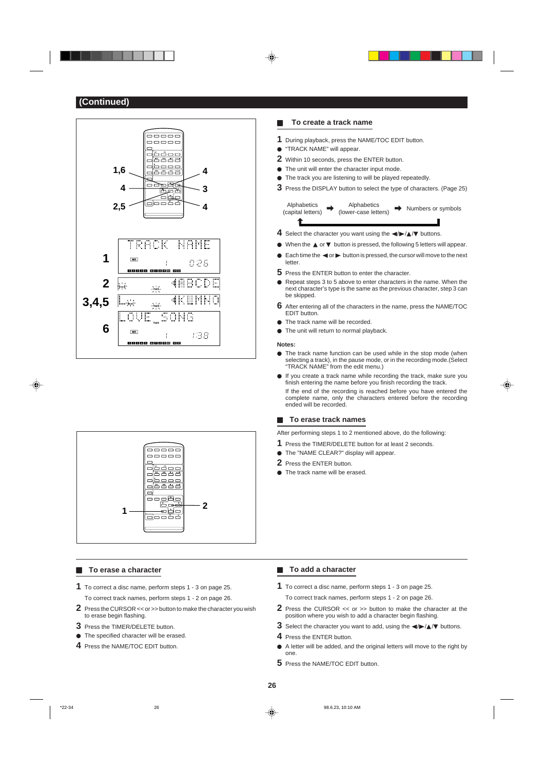## (Continued)

### To create a track name

**1** During playback, press the NAME/TOC EDIT button.
- "TRACK NAME" will appear.

**2** Within 10 seconds, press the ENTER button.
- The unit will enter the character input mode.
- The track you are listening to will be played repeatedly.

**3** Press the DISPLAY button to select the type of characters. (Page 25)

Alphabetics (capital letters) ➡ Alphabetics (lower-case letters) ➡ Numbers or symbols

**4** Select the character you want using the ◀/▶/▲/▼ buttons.
- When the ▲ or ▼ button is pressed, the following 5 letters will appear.
- Each time the ◀ or ▶ button is pressed, the cursor will move to the next letter.

**5** Press the ENTER button to enter the character.
- Repeat steps 3 to 5 above to enter characters in the name. When the next character's type is the same as the previous character, step 3 can be skipped.

**6** After entering all of the characters in the name, press the NAME/TOC EDIT button.
- The track name will be recorded.
- The unit will return to normal playback.

**Notes:**
- The track name function can be used while in the stop mode (when selecting a track), in the pause mode, or in the recording mode.(Select "TRACK NAME" from the edit menu.)
- If you create a track name while recording the track, make sure you finish entering the name before you finish recording the track.
  If the end of the recording is reached before you have entered the complete name, only the characters entered before the recording ended will be recorded.

### To erase track names

After performing steps 1 to 2 mentioned above, do the following:

**1** Press the TIMER/DELETE button for at least 2 seconds.
- The "NAME CLEAR?" display will appear.

**2** Press the ENTER button.
- The track name will be erased.

### To erase a character

**1** To correct a disc name, perform steps 1 - 3 on page 25.
To correct track names, perform steps 1 - 2 on page 26.

**2** Press the CURSOR << or >> button to make the character you wish to erase begin flashing.

**3** Press the TIMER/DELETE button.
- The specified character will be erased.

**4** Press the NAME/TOC EDIT button.

### To add a character

**1** To correct a disc name, perform steps 1 - 3 on page 25.
To correct track names, perform steps 1 - 2 on page 26.

**2** Press the CURSOR << or >> button to make the character at the position where you wish to add a character begin flashing.

**3** Select the character you want to add, using the ◀/▶/▲/▼ buttons.

**4** Press the ENTER button.
- A letter will be added, and the original letters will move to the right by one.

**5** Press the NAME/TOC EDIT button.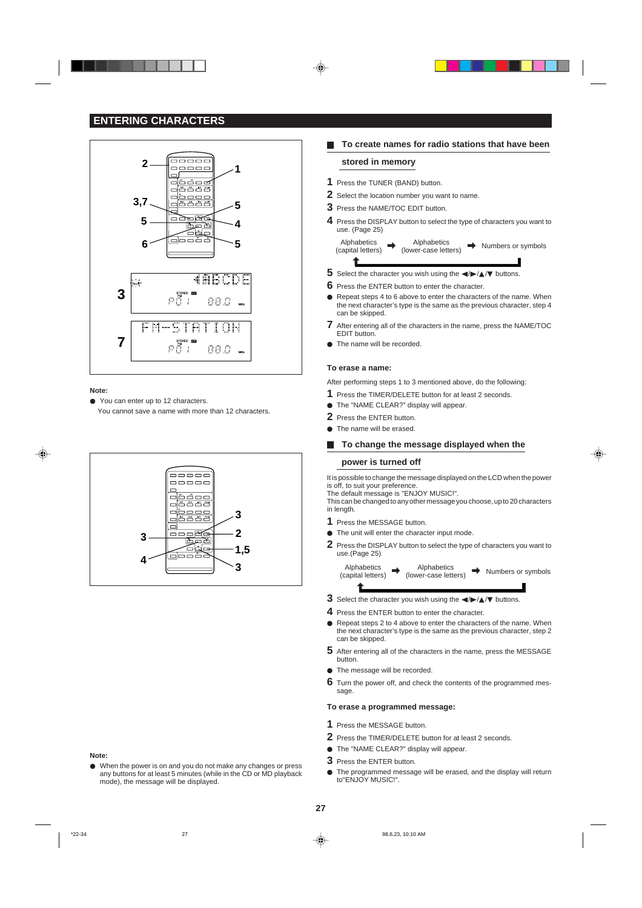# ENTERING CHARACTERS

**Note:**

- You can enter up to 12 characters.
  You cannot save a name with more than 12 characters.

**Note:**

- When the power is on and you do not make any changes or press any buttons for at least 5 minutes (while in the CD or MD playback mode), the message will be displayed.

## To create names for radio stations that have been stored in memory

1. Press the TUNER (BAND) button.
2. Select the location number you want to name.
3. Press the NAME/TOC EDIT button.
4. Press the DISPLAY button to select the type of characters you want to use. (Page 25)

   Alphabetics (capital letters) ➡ Alphabetics (lower-case letters) ➡ Numbers or symbols

5. Select the character you wish using the ◄/►/▲/▼ buttons.
6. Press the ENTER button to enter the character.

- Repeat steps 4 to 6 above to enter the characters of the name. When the next character's type is the same as the previous character, step 4 can be skipped.

7. After entering all of the characters in the name, press the NAME/TOC EDIT button.

- The name will be recorded.

**To erase a name:**

After performing steps 1 to 3 mentioned above, do the following:

1. Press the TIMER/DELETE button for at least 2 seconds.

- The "NAME CLEAR?" display will appear.

2. Press the ENTER button.

- The name will be erased.

## To change the message displayed when the power is turned off

It is possible to change the message displayed on the LCD when the power is off, to suit your preference.
The default message is "ENJOY MUSIC!".
This can be changed to any other message you choose, up to 20 characters in length.

1. Press the MESSAGE button.

- The unit will enter the character input mode.

2. Press the DISPLAY button to select the type of characters you want to use.(Page 25)

   Alphabetics (capital letters) ➡ Alphabetics (lower-case letters) ➡ Numbers or symbols

3. Select the character you wish using the ◄/►/▲/▼ buttons.
4. Press the ENTER button to enter the character.

- Repeat steps 2 to 4 above to enter the characters of the name. When the next character's type is the same as the previous character, step 2 can be skipped.

5. After entering all of the characters in the name, press the MESSAGE button.

- The message will be recorded.

6. Turn the power off, and check the contents of the programmed message.

**To erase a programmed message:**

1. Press the MESSAGE button.
2. Press the TIMER/DELETE button for at least 2 seconds.

- The "NAME CLEAR?" display will appear.

3. Press the ENTER button.

- The programmed message will be erased, and the display will return to"ENJOY MUSIC!".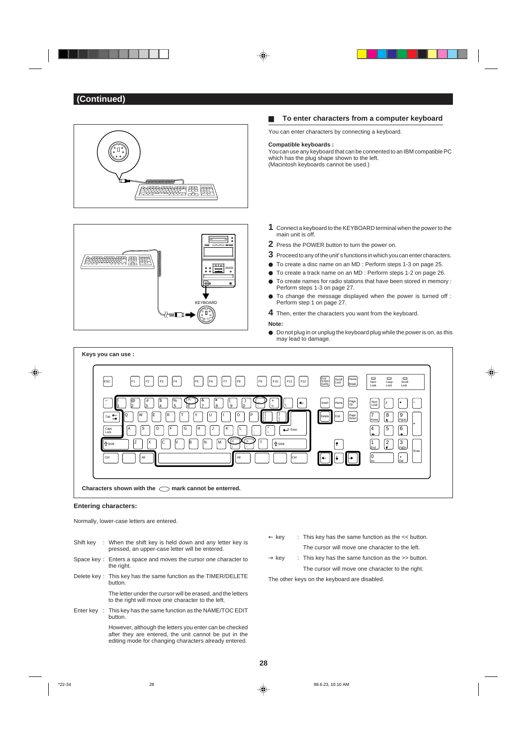## (Continued)

### To enter characters from a computer keyboard

You can enter characters by connecting a keyboard.

**Compatible keyboards :**
You can use any keyboard that can be connented to an IBM compatible PC which has the plug shape shown to the left.
(Macintosh keyboards cannot be used.)

KEYBOARD

**1** Connect a keyboard to the KEYBOARD terminal when the power to the main unit is off.

**2** Press the POWER button to turn the power on.

**3** Proceed to any of the unit' s functions in which you can enter characters.

- To create a disc name on an MD : Perform steps 1-3 on page 25.
- To create a track name on an MD : Perform steps 1-2 on page 26.
- To create names for radio stations that have been stored in memory : Perform steps 1-3 on page 27.
- To change the message displayed when the power is turned off : Perform step 1 on page 27.

**4** Then, enter the characters you want from the keyboard.

**Note:**

- Do not plug in or unplug the keyboard plug while the power is on, as this may lead to damage.

**Keys you can use :**

**Characters shown with the ⬭ mark cannot be enterred.**

**Entering characters:**

Normally, lower-case letters are entered.

Shift key : When the shift key is held down and any letter key is pressed, an upper-case letter will be entered.

Space key : Enters a space and moves the cursor one character to the right.

Delete key : This key has the same function as the TIMER/DELETE button.

The letter under the cursor will be erased, and the letters to the right will move one character to the left.

Enter key : This key has the same function as the NAME/TOC EDIT button.

However, although the letters you enter can be checked after they are entered, the unit cannot be put in the editing mode for changing characters already entered.

← key : This key has the same function as the << button.
The cursor will move one character to the left.

→ key : This key has the same function as the >> button.
The cursor will move one character to the right.

The other keys on the keyboard are disabled.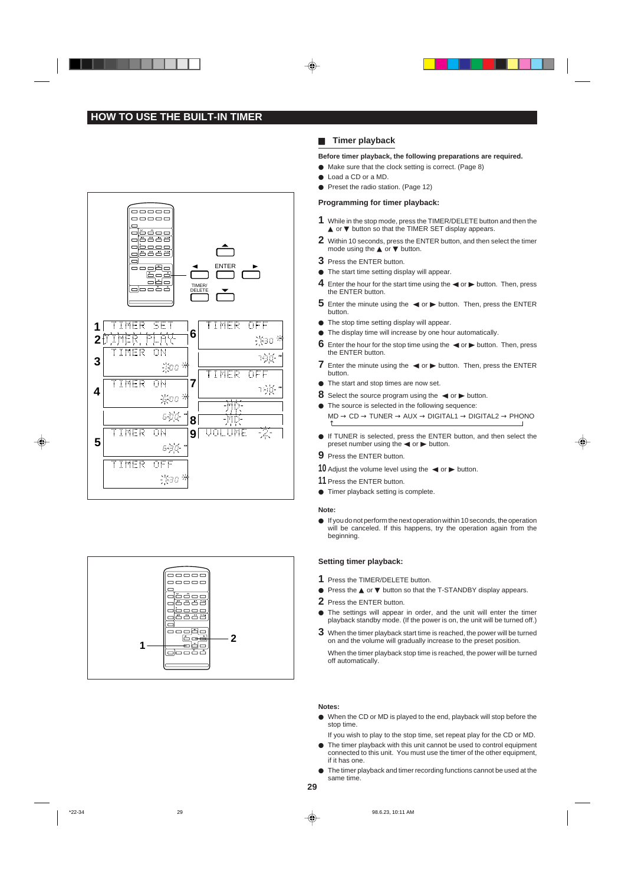# HOW TO USE THE BUILT-IN TIMER

## ■ Timer playback

**Before timer playback, the following preparations are required.**

- Make sure that the clock setting is correct. (Page 8)
- Load a CD or a MD.
- Preset the radio station. (Page 12)

### Programming for timer playback:

1 While in the stop mode, press the TIMER/DELETE button and then the ▲ or ▼ button so that the TIMER SET display appears.

2 Within 10 seconds, press the ENTER button, and then select the timer mode using the ▲ or ▼ button.

3 Press the ENTER button.

- The start time setting display will appear.

4 Enter the hour for the start time using the ◀ or ▶ button. Then, press the ENTER button.

5 Enter the minute using the ◀ or ▶ button. Then, press the ENTER button.

- The stop time setting display will appear.
- The display time will increase by one hour automatically.

6 Enter the hour for the stop time using the ◀ or ▶ button. Then, press the ENTER button.

7 Enter the minute using the ◀ or ▶ button. Then, press the ENTER button.

- The start and stop times are now set.

8 Select the source program using the ◀ or ▶ button.

- The source is selected in the following sequence:

  MD → CD → TUNER → AUX → DIGITAL1 → DIGITAL2 → PHONO

- If TUNER is selected, press the ENTER button, and then select the preset number using the ◀ or ▶ button.

9 Press the ENTER button.

10 Adjust the volume level using the ◀ or ▶ button.

11 Press the ENTER button.

- Timer playback setting is complete.

**Note:**

- If you do not perform the next operation within 10 seconds, the operation will be canceled. If this happens, try the operation again from the beginning.

### Setting timer playback:

1 Press the TIMER/DELETE button.

- Press the ▲ or ▼ button so that the T-STANDBY display appears.

2 Press the ENTER button.

- The settings will appear in order, and the unit will enter the timer playback standby mode. (If the power is on, the unit will be turned off.)

3 When the timer playback start time is reached, the power will be turned on and the volume will gradually increase to the preset position.

When the timer playback stop time is reached, the power will be turned off automatically.

**Notes:**

- When the CD or MD is played to the end, playback will stop before the stop time.

  If you wish to play to the stop time, set repeat play for the CD or MD.
- The timer playback with this unit cannot be used to control equipment connected to this unit. You must use the timer of the other equipment, if it has one.
- The timer playback and timer recording functions cannot be used at the same time.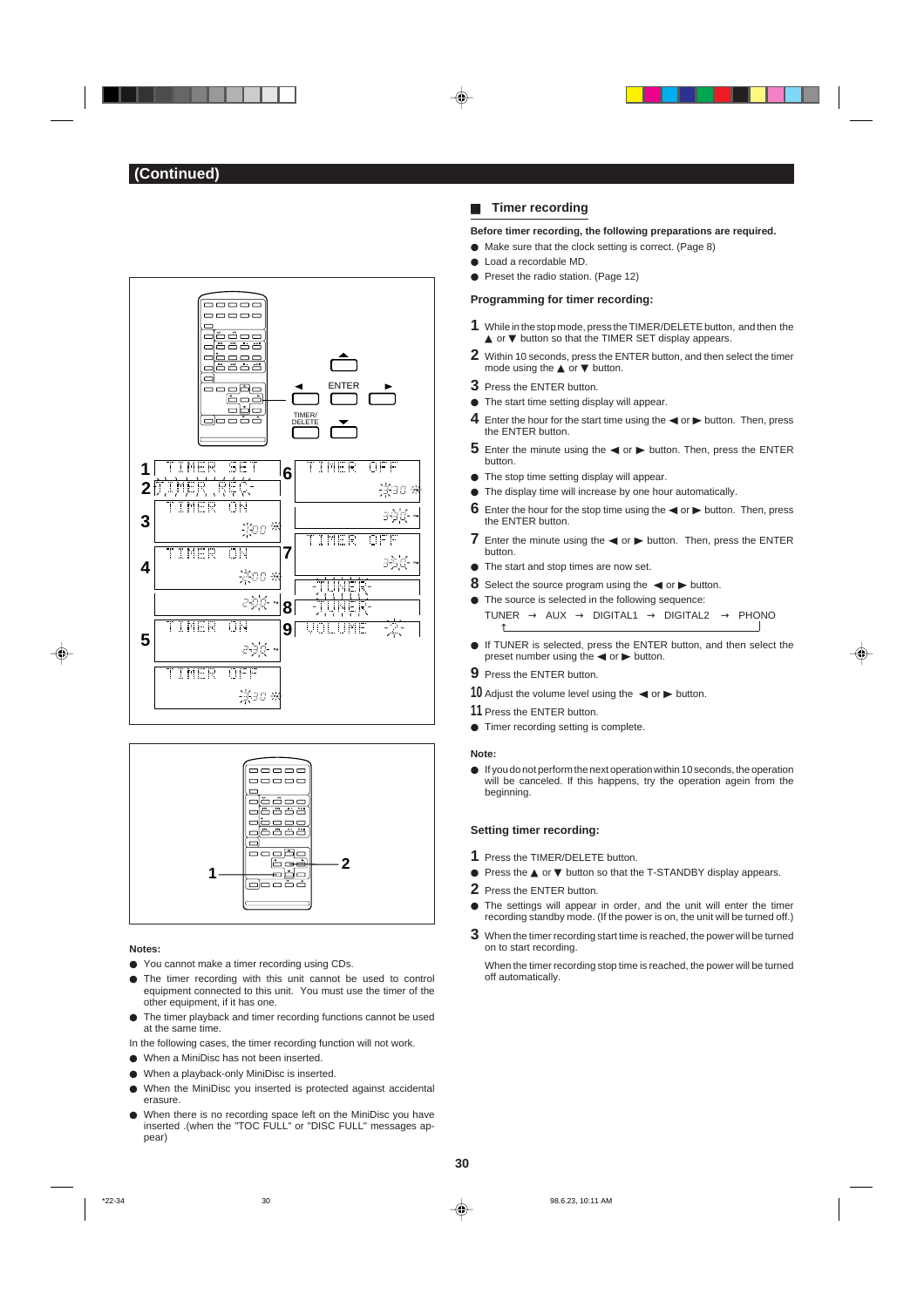## (Continued)

### Timer recording

**Before timer recording, the following preparations are required.**

- Make sure that the clock setting is correct. (Page 8)
- Load a recordable MD.
- Preset the radio station. (Page 12)

**Programming for timer recording:**

1. While in the stop mode, press the TIMER/DELETE button, and then the ▲ or ▼ button so that the TIMER SET display appears.
2. Within 10 seconds, press the ENTER button, and then select the timer mode using the ▲ or ▼ button.
3. Press the ENTER button.
   - The start time setting display will appear.
4. Enter the hour for the start time using the ◀ or ▶ button. Then, press the ENTER button.
5. Enter the minute using the ◀ or ▶ button. Then, press the ENTER button.
   - The stop time setting display will appear.
   - The display time will increase by one hour automatically.
6. Enter the hour for the stop time using the ◀ or ▶ button. Then, press the ENTER button.
7. Enter the minute using the ◀ or ▶ button. Then, press the ENTER button.
   - The start and stop times are now set.
8. Select the source program using the ◀ or ▶ button.
   - The source is selected in the following sequence:

     TUNER → AUX → DIGITAL1 → DIGITAL2 → PHONO (→ back to TUNER)

   - If TUNER is selected, press the ENTER button, and then select the preset number using the ◀ or ▶ button.
9. Press the ENTER button.
10. Adjust the volume level using the ◀ or ▶ button.
11. Press the ENTER button.
    - Timer recording setting is complete.

**Note:**

- If you do not perform the next operation within 10 seconds, the operation will be canceled. If this happens, try the operation agein from the beginning.

**Setting timer recording:**

1. Press the TIMER/DELETE button.
   - Press the ▲ or ▼ button so that the T-STANDBY display appears.
2. Press the ENTER button.
   - The settings will appear in order, and the unit will enter the timer recording standby mode. (If the power is on, the unit will be turned off.)
3. When the timer recording start time is reached, the power will be turned on to start recording.

   When the timer recording stop time is reached, the power will be turned off automatically.

**Notes:**

- You cannot make a timer recording using CDs.
- The timer recording with this unit cannot be used to control equipment connected to this unit. You must use the timer of the other equipment, if it has one.
- The timer playback and timer recording functions cannot be used at the same time.

In the following cases, the timer recording function will not work.

- When a MiniDisc has not been inserted.
- When a playback-only MiniDisc is inserted.
- When the MiniDisc you inserted is protected against accidental erasure.
- When there is no recording space left on the MiniDisc you have inserted .(when the "TOC FULL" or "DISC FULL" messages appear)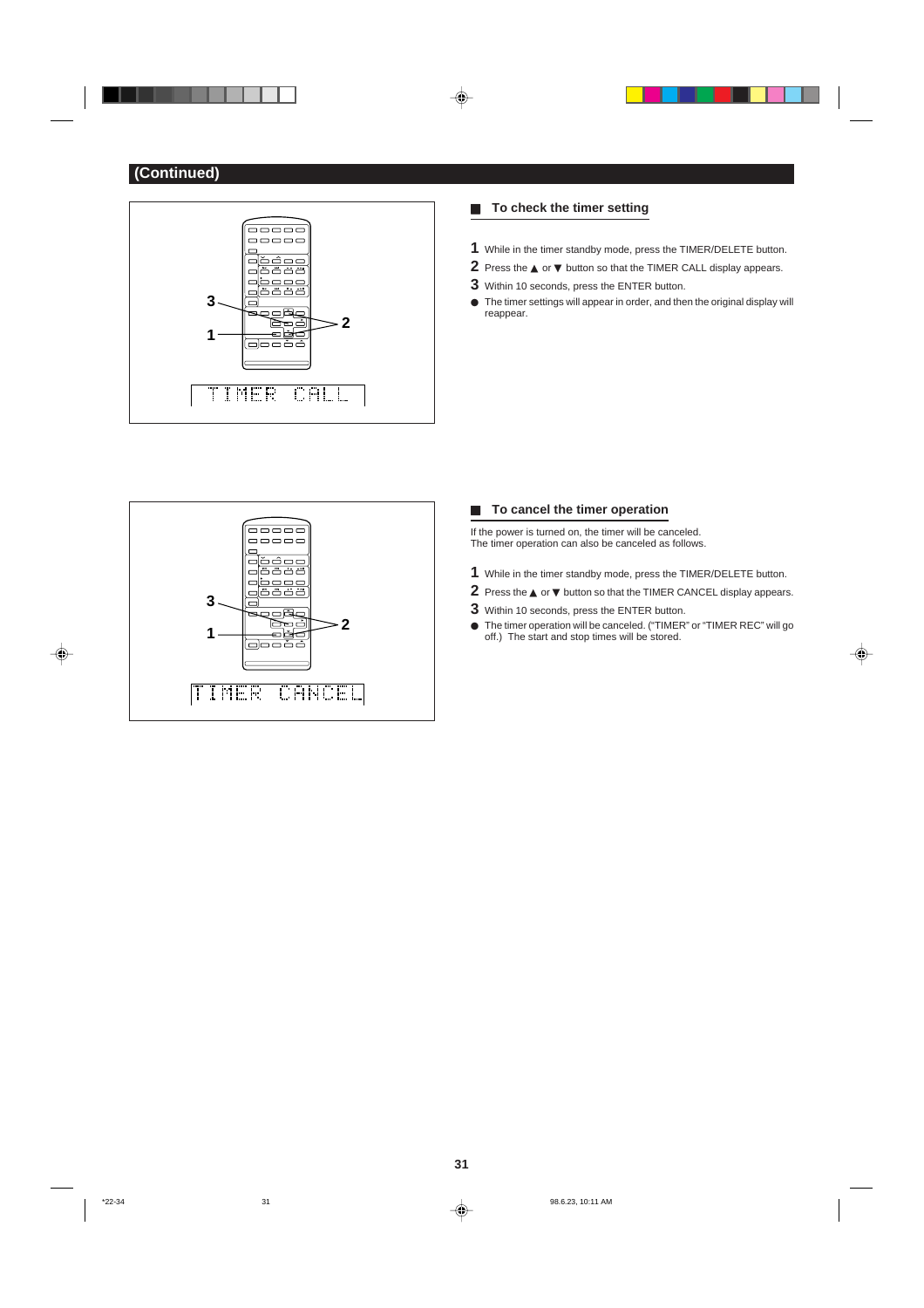## (Continued)

### To check the timer setting

**1** While in the timer standby mode, press the TIMER/DELETE button.

**2** Press the ▲ or ▼ button so that the TIMER CALL display appears.

**3** Within 10 seconds, press the ENTER button.

● The timer settings will appear in order, and then the original display will reappear.

### To cancel the timer operation

If the power is turned on, the timer will be canceled.
The timer operation can also be canceled as follows.

**1** While in the timer standby mode, press the TIMER/DELETE button.

**2** Press the ▲ or ▼ button so that the TIMER CANCEL display appears.

**3** Within 10 seconds, press the ENTER button.

● The timer operation will be canceled. ("TIMER" or "TIMER REC" will go off.) The start and stop times will be stored.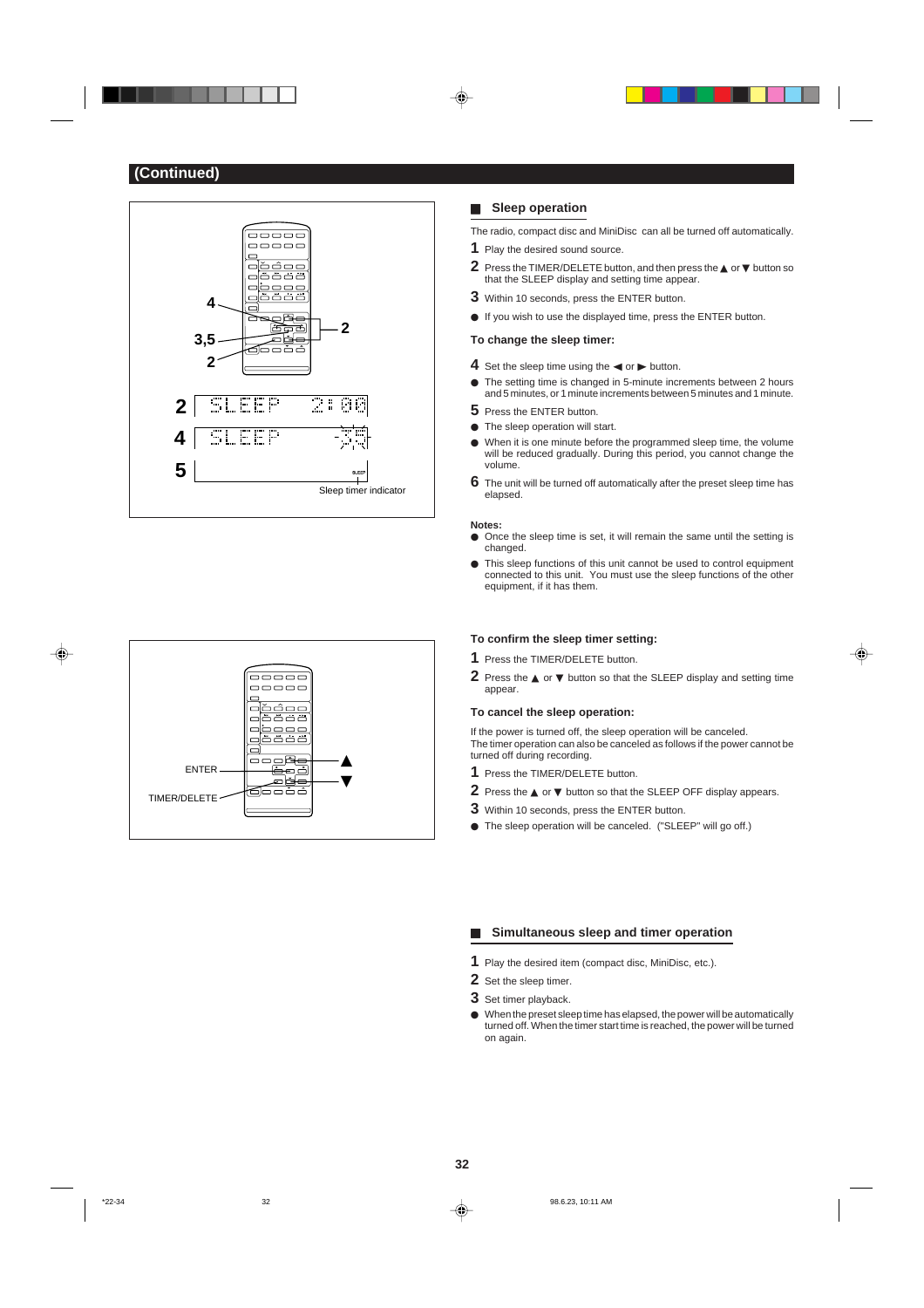## (Continued)

4

3,5

2

2

2 SLEEP 2:00

4 SLEEP -30-

5 SLEEP

Sleep timer indicator

ENTER

TIMER/DELETE

▲

▼

### Sleep operation

The radio, compact disc and MiniDisc can all be turned off automatically.

**1** Play the desired sound source.

**2** Press the TIMER/DELETE button, and then press the ▲ or ▼ button so that the SLEEP display and setting time appear.

**3** Within 10 seconds, press the ENTER button.

- If you wish to use the displayed time, press the ENTER button.

**To change the sleep timer:**

**4** Set the sleep time using the ◀ or ▶ button.

- The setting time is changed in 5-minute increments between 2 hours and 5 minutes, or 1 minute increments between 5 minutes and 1 minute.

**5** Press the ENTER button.

- The sleep operation will start.
- When it is one minute before the programmed sleep time, the volume will be reduced gradually. During this period, you cannot change the volume.

**6** The unit will be turned off automatically after the preset sleep time has elapsed.

**Notes:**

- Once the sleep time is set, it will remain the same until the setting is changed.
- This sleep functions of this unit cannot be used to control equipment connected to this unit. You must use the sleep functions of the other equipment, if it has them.

**To confirm the sleep timer setting:**

**1** Press the TIMER/DELETE button.

**2** Press the ▲ or ▼ button so that the SLEEP display and setting time appear.

**To cancel the sleep operation:**

If the power is turned off, the sleep operation will be canceled.
The timer operation can also be canceled as follows if the power cannot be turned off during recording.

**1** Press the TIMER/DELETE button.

**2** Press the ▲ or ▼ button so that the SLEEP OFF display appears.

**3** Within 10 seconds, press the ENTER button.

- The sleep operation will be canceled. ("SLEEP" will go off.)

### Simultaneous sleep and timer operation

**1** Play the desired item (compact disc, MiniDisc, etc.).

**2** Set the sleep timer.

**3** Set timer playback.

- When the preset sleep time has elapsed, the power will be automatically turned off. When the timer start time is reached, the power will be turned on again.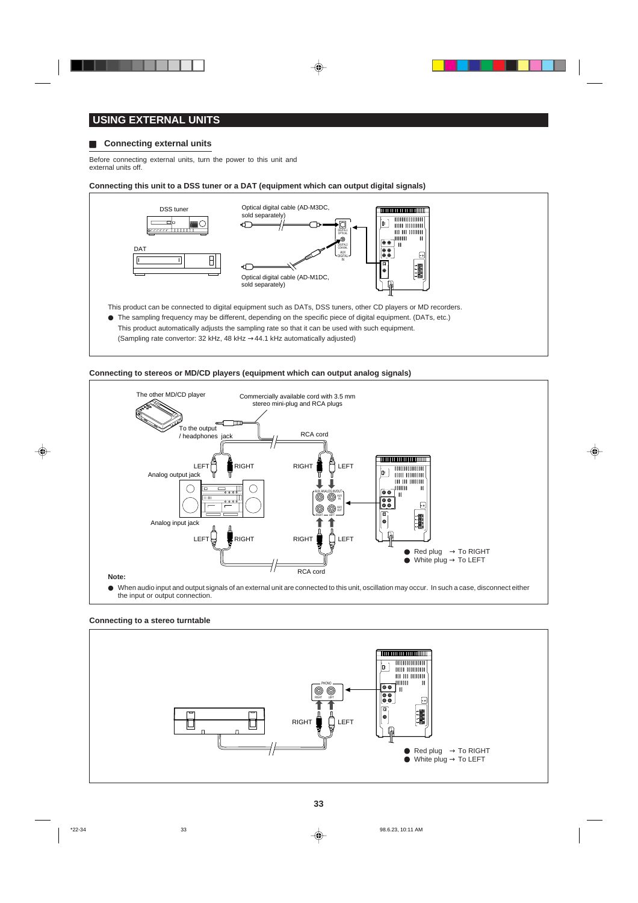# USING EXTERNAL UNITS

## Connecting external units

Before connecting external units, turn the power to this unit and external units off.

**Connecting this unit to a DSS tuner or a DAT (equipment which can output digital signals)**

DSS tuner

DAT

Optical digital cable (AD-M3DC, sold separately)

Optical digital cable (AD-M1DC, sold separately)

This product can be connected to digital equipment such as DATs, DSS tuners, other CD players or MD recorders.

- The sampling frequency may be different, depending on the specific piece of digital equipment. (DATs, etc.)

  This product automatically adjusts the sampling rate so that it can be used with such equipment.

  (Sampling rate convertor: 32 kHz, 48 kHz → 44.1 kHz automatically adjusted)

**Connecting to stereos or MD/CD players (equipment which can output analog signals)**

The other MD/CD player

Commercially available cord with 3.5 mm stereo mini-plug and RCA plugs

To the output / headphones jack

RCA cord

LEFT RIGHT

Analog output jack

RIGHT LEFT

Analog input jack

LEFT RIGHT

RIGHT LEFT

RCA cord

- Red plug → To RIGHT
- White plug → To LEFT

**Note:**

- When audio input and output signals of an external unit are connected to this unit, oscillation may occur. In such a case, disconnect either the input or output connection.

**Connecting to a stereo turntable**

RIGHT LEFT

- Red plug → To RIGHT
- White plug → To LEFT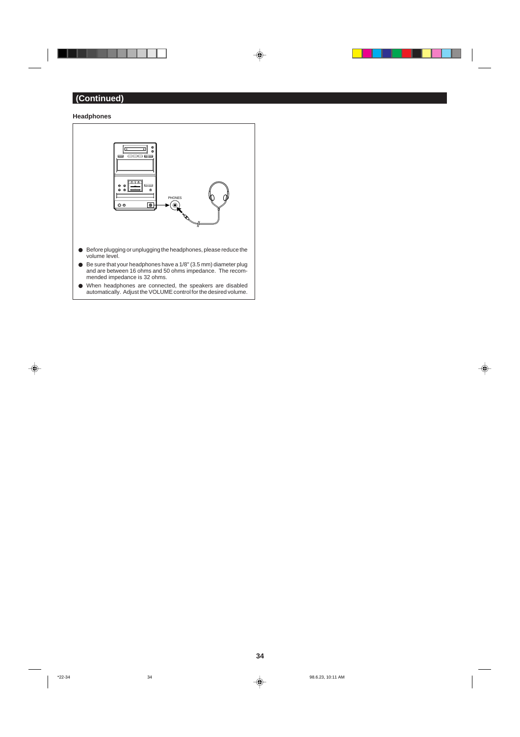## (Continued)

### Headphones

PHONES

- Before plugging or unplugging the headphones, please reduce the volume level.
- Be sure that your headphones have a 1/8" (3.5 mm) diameter plug and are between 16 ohms and 50 ohms impedance. The recommended impedance is 32 ohms.
- When headphones are connected, the speakers are disabled automatically. Adjust the VOLUME control for the desired volume.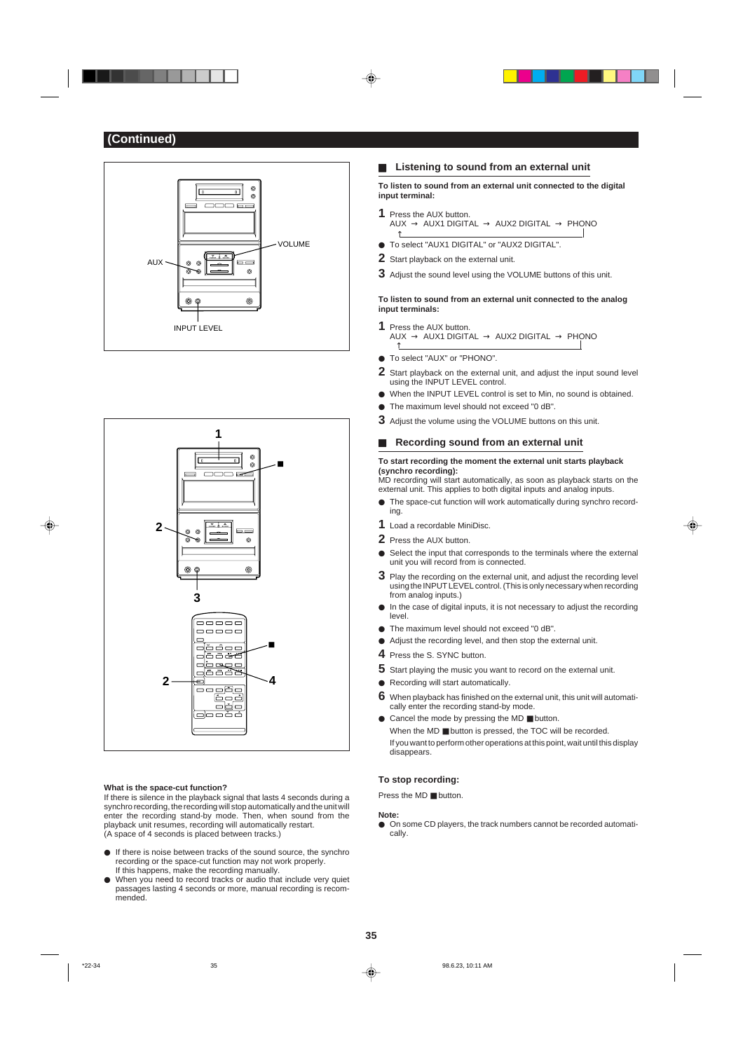## (Continued)

AUX

VOLUME

INPUT LEVEL

### ■ Listening to sound from an external unit

**To listen to sound from an external unit connected to the digital input terminal:**

**1** Press the AUX button.
AUX → AUX1 DIGITAL → AUX2 DIGITAL → PHONO

- To select "AUX1 DIGITAL" or "AUX2 DIGITAL".

**2** Start playback on the external unit.

**3** Adjust the sound level using the VOLUME buttons of this unit.

**To listen to sound from an external unit connected to the analog input terminals:**

**1** Press the AUX button.
AUX → AUX1 DIGITAL → AUX2 DIGITAL → PHONO

- To select "AUX" or "PHONO".

**2** Start playback on the external unit, and adjust the input sound level using the INPUT LEVEL control.

- When the INPUT LEVEL control is set to Min, no sound is obtained.
- The maximum level should not exceed "0 dB".

**3** Adjust the volume using the VOLUME buttons on this unit.

### ■ Recording sound from an external unit

**To start recording the moment the external unit starts playback (synchro recording):**
MD recording will start automatically, as soon as playback starts on the external unit. This applies to both digital inputs and analog inputs.

- The space-cut function will work automatically during synchro recording.

**1** Load a recordable MiniDisc.

**2** Press the AUX button.

- Select the input that corresponds to the terminals where the external unit you will record from is connected.

**3** Play the recording on the external unit, and adjust the recording level using the INPUT LEVEL control. (This is only necessary when recording from analog inputs.)

- In the case of digital inputs, it is not necessary to adjust the recording level.
- The maximum level should not exceed "0 dB".
- Adjust the recording level, and then stop the external unit.

**4** Press the S. SYNC button.

**5** Start playing the music you want to record on the external unit.

- Recording will start automatically.

**6** When playback has finished on the external unit, this unit will automatically enter the recording stand-by mode.

- Cancel the mode by pressing the MD ■ button.

When the MD ■ button is pressed, the TOC will be recorded.
If you want to perform other operations at this point, wait until this display disappears.

**To stop recording:**

Press the MD ■ button.

**Note:**
- On some CD players, the track numbers cannot be recorded automatically.

**What is the space-cut function?**
If there is silence in the playback signal that lasts 4 seconds during a synchro recording, the recording will stop automatically and the unit will enter the recording stand-by mode. Then, when sound from the playback unit resumes, recording will automatically restart.
(A space of 4 seconds is placed between tracks.)

- If there is noise between tracks of the sound source, the synchro recording or the space-cut function may not work properly.
  If this happens, make the recording manually.
- When you need to record tracks or audio that include very quiet passages lasting 4 seconds or more, manual recording is recommended.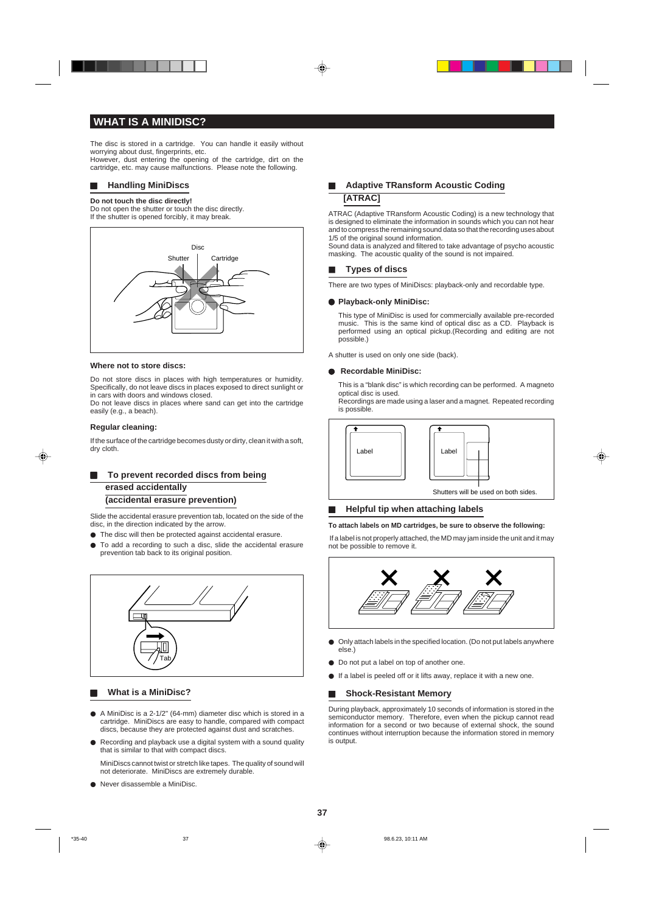# WHAT IS A MINIDISC?

The disc is stored in a cartridge. You can handle it easily without worrying about dust, fingerprints, etc.
However, dust entering the opening of the cartridge, dirt on the cartridge, etc. may cause malfunctions. Please note the following.

## Handling MiniDiscs

**Do not touch the disc directly!**
Do not open the shutter or touch the disc directly.
If the shutter is opened forcibly, it may break.

Disc
Shutter
Cartridge

### Where not to store discs:

Do not store discs in places with high temperatures or humidity. Specifically, do not leave discs in places exposed to direct sunlight or in cars with doors and windows closed.
Do not leave discs in places where sand can get into the cartridge easily (e.g., a beach).

### Regular cleaning:

If the surface of the cartridge becomes dusty or dirty, clean it with a soft, dry cloth.

## To prevent recorded discs from being erased accidentally (accidental erasure prevention)

Slide the accidental erasure prevention tab, located on the side of the disc, in the direction indicated by the arrow.

- The disc will then be protected against accidental erasure.
- To add a recording to such a disc, slide the accidental erasure prevention tab back to its original position.

Tab

## What is a MiniDisc?

- A MiniDisc is a 2-1/2" (64-mm) diameter disc which is stored in a cartridge. MiniDiscs are easy to handle, compared with compact discs, because they are protected against dust and scratches.
- Recording and playback use a digital system with a sound quality that is similar to that with compact discs.

  MiniDiscs cannot twist or stretch like tapes. The quality of sound will not deteriorate. MiniDiscs are extremely durable.
- Never disassemble a MiniDisc.

## Adaptive TRansform Acoustic Coding [ATRAC]

ATRAC (Adaptive TRansform Acoustic Coding) is a new technology that is designed to eliminate the information in sounds which you can not hear and to compress the remaining sound data so that the recording uses about 1/5 of the original sound information.
Sound data is analyzed and filtered to take advantage of psycho acoustic masking. The acoustic quality of the sound is not impaired.

## Types of discs

There are two types of MiniDiscs: playback-only and recordable type.

### Playback-only MiniDisc:

This type of MiniDisc is used for commercially available pre-recorded music. This is the same kind of optical disc as a CD. Playback is performed using an optical pickup.(Recording and editing are not possible.)

A shutter is used on only one side (back).

### Recordable MiniDisc:

This is a "blank disc" is which recording can be performed. A magneto optical disc is used.
Recordings are made using a laser and a magnet. Repeated recording is possible.

Label
Label
Shutters will be used on both sides.

## Helpful tip when attaching labels

**To attach labels on MD cartridges, be sure to observe the following:**

If a label is not properly attached, the MD may jam inside the unit and it may not be possible to remove it.

- Only attach labels in the specified location. (Do not put labels anywhere else.)
- Do not put a label on top of another one.
- If a label is peeled off or it lifts away, replace it with a new one.

## Shock-Resistant Memory

During playback, approximately 10 seconds of information is stored in the semiconductor memory. Therefore, even when the pickup cannot read information for a second or two because of external shock, the sound continues without interruption because the information stored in memory is output.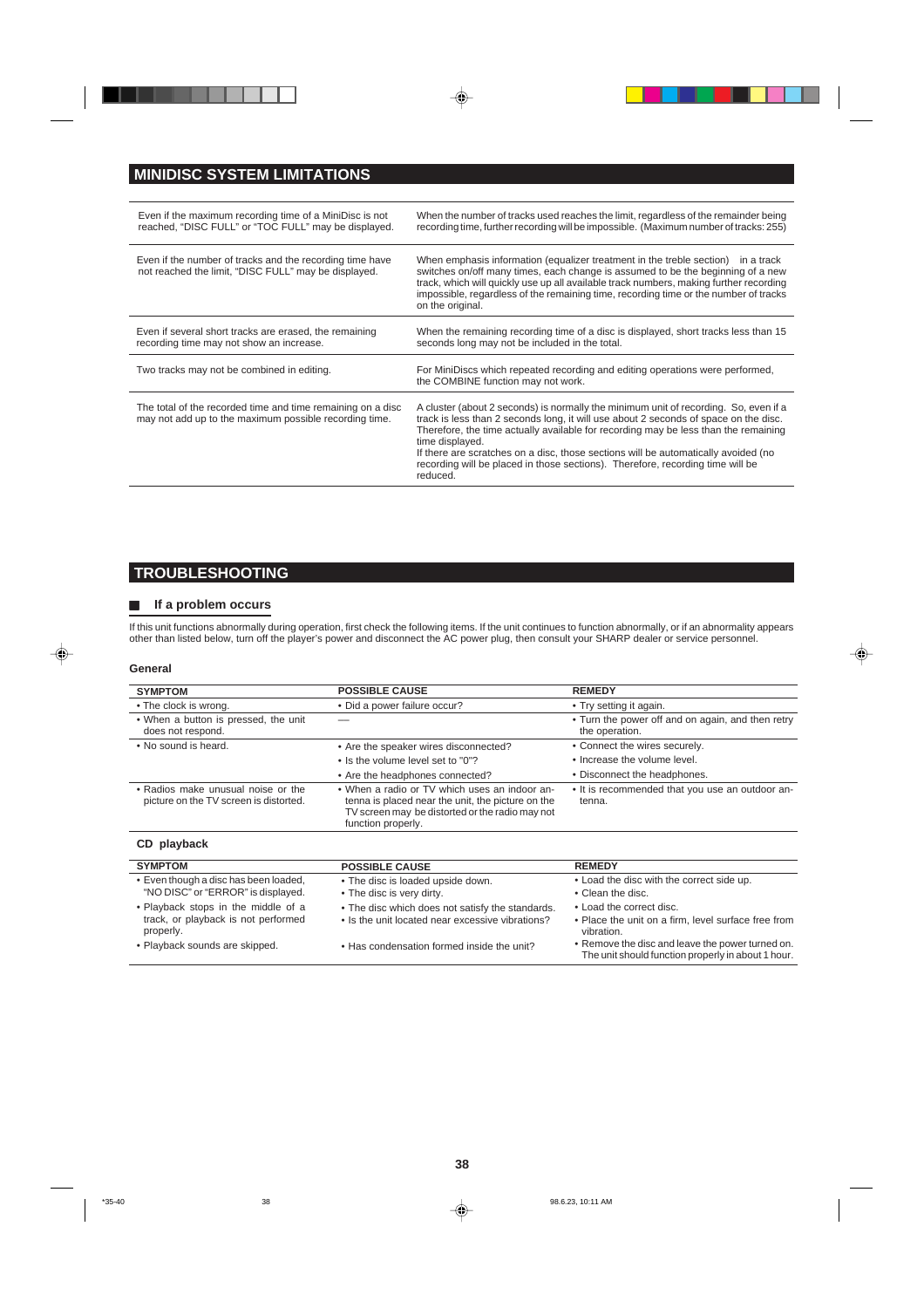## MINIDISC SYSTEM LIMITATIONS

| | |
|---|---|
| Even if the maximum recording time of a MiniDisc is not reached, "DISC FULL" or "TOC FULL" may be displayed. | When the number of tracks used reaches the limit, regardless of the remainder being recording time, further recording will be impossible. (Maximum number of tracks: 255) |
| Even if the number of tracks and the recording time have not reached the limit, "DISC FULL" may be displayed. | When emphasis information (equalizer treatment in the treble section) in a track switches on/off many times, each change is assumed to be the beginning of a new track, which will quickly use up all available track numbers, making further recording impossible, regardless of the remaining time, recording time or the number of tracks on the original. |
| Even if several short tracks are erased, the remaining recording time may not show an increase. | When the remaining recording time of a disc is displayed, short tracks less than 15 seconds long may not be included in the total. |
| Two tracks may not be combined in editing. | For MiniDiscs which repeated recording and editing operations were performed, the COMBINE function may not work. |
| The total of the recorded time and time remaining on a disc may not add up to the maximum possible recording time. | A cluster (about 2 seconds) is normally the minimum unit of recording. So, even if a track is less than 2 seconds long, it will use about 2 seconds of space on the disc. Therefore, the time actually available for recording may be less than the remaining time displayed.<br>If there are scratches on a disc, those sections will be automatically avoided (no recording will be placed in those sections). Therefore, recording time will be reduced. |

## TROUBLESHOOTING

### If a problem occurs

If this unit functions abnormally during operation, first check the following items. If the unit continues to function abnormally, or if an abnormality appears other than listed below, turn off the player's power and disconnect the AC power plug, then consult your SHARP dealer or service personnel.

#### General

| SYMPTOM | POSSIBLE CAUSE | REMEDY |
|---|---|---|
| • The clock is wrong. | • Did a power failure occur? | • Try setting it again. |
| • When a button is pressed, the unit does not respond. | — | • Turn the power off and on again, and then retry the operation. |
| • No sound is heard. | • Are the speaker wires disconnected? | • Connect the wires securely. |
| | • Is the volume level set to "0"? | • Increase the volume level. |
| | • Are the headphones connected? | • Disconnect the headphones. |
| • Radios make unusual noise or the picture on the TV screen is distorted. | • When a radio or TV which uses an indoor antenna is placed near the unit, the picture on the TV screen may be distorted or the radio may not function properly. | • It is recommended that you use an outdoor antenna. |

#### CD playback

| SYMPTOM | POSSIBLE CAUSE | REMEDY |
|---|---|---|
| • Even though a disc has been loaded, "NO DISC" or "ERROR" is displayed. | • The disc is loaded upside down. | • Load the disc with the correct side up. |
| | • The disc is very dirty. | • Clean the disc. |
| • Playback stops in the middle of a track, or playback is not performed properly. | • The disc which does not satisfy the standards. | • Load the correct disc. |
| | • Is the unit located near excessive vibrations? | • Place the unit on a firm, level surface free from vibration. |
| • Playback sounds are skipped. | • Has condensation formed inside the unit? | • Remove the disc and leave the power turned on. The unit should function properly in about 1 hour. |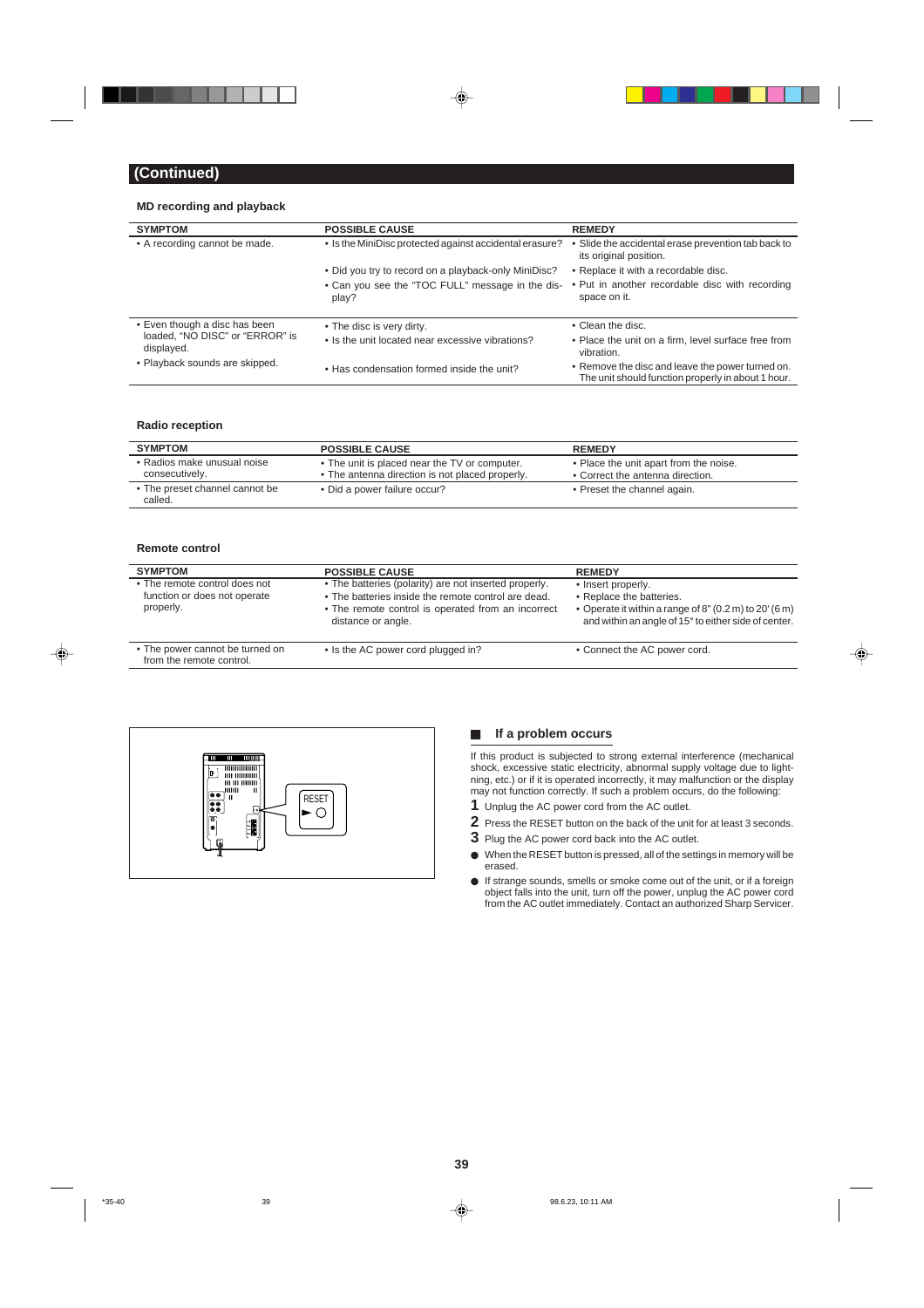## (Continued)

### MD recording and playback

| SYMPTOM | POSSIBLE CAUSE | REMEDY |
|---|---|---|
| • A recording cannot be made. | • Is the MiniDisc protected against accidental erasure? | • Slide the accidental erase prevention tab back to its original position. |
| | • Did you try to record on a playback-only MiniDisc? | • Replace it with a recordable disc. |
| | • Can you see the "TOC FULL" message in the display? | • Put in another recordable disc with recording space on it. |
| • Even though a disc has been loaded, "NO DISC" or "ERROR" is displayed. | • The disc is very dirty. | • Clean the disc. |
| • Playback sounds are skipped. | • Is the unit located near excessive vibrations? | • Place the unit on a firm, level surface free from vibration. |
| | • Has condensation formed inside the unit? | • Remove the disc and leave the power turned on. The unit should function properly in about 1 hour. |

### Radio reception

| SYMPTOM | POSSIBLE CAUSE | REMEDY |
|---|---|---|
| • Radios make unusual noise consecutively. | • The unit is placed near the TV or computer.<br>• The antenna direction is not placed properly. | • Place the unit apart from the noise.<br>• Correct the antenna direction. |
| • The preset channel cannot be called. | • Did a power failure occur? | • Preset the channel again. |

### Remote control

| SYMPTOM | POSSIBLE CAUSE | REMEDY |
|---|---|---|
| • The remote control does not function or does not operate properly. | • The batteries (polarity) are not inserted properly.<br>• The batteries inside the remote control are dead.<br>• The remote control is operated from an incorrect distance or angle. | • Insert properly.<br>• Replace the batteries.<br>• Operate it within a range of 8" (0.2 m) to 20' (6 m) and within an angle of 15° to either side of center. |
| • The power cannot be turned on from the remote control. | • Is the AC power cord plugged in? | • Connect the AC power cord. |

RESET

### If a problem occurs

If this product is subjected to strong external interference (mechanical shock, excessive static electricity, abnormal supply voltage due to lightning, etc.) or if it is operated incorrectly, it may malfunction or the display may not function correctly. If such a problem occurs, do the following:

1. Unplug the AC power cord from the AC outlet.
2. Press the RESET button on the back of the unit for at least 3 seconds.
3. Plug the AC power cord back into the AC outlet.

- When the RESET button is pressed, all of the settings in memory will be erased.
- If strange sounds, smells or smoke come out of the unit, or if a foreign object falls into the unit, turn off the power, unplug the AC power cord from the AC outlet immediately. Contact an authorized Sharp Servicer.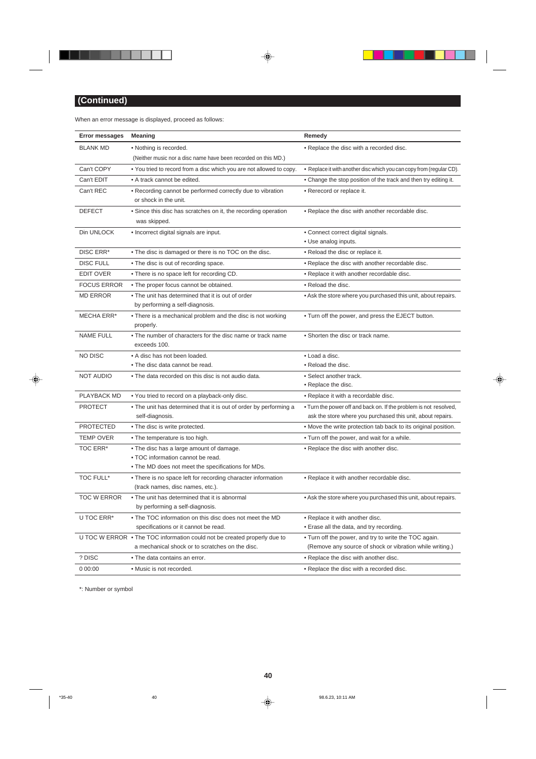## (Continued)

When an error message is displayed, proceed as follows:

| Error messages | Meaning | Remedy |
|---|---|---|
| BLANK MD | • Nothing is recorded.<br>(Neither music nor a disc name have been recorded on this MD.) | • Replace the disc with a recorded disc. |
| Can't COPY | • You tried to record from a disc which you are not allowed to copy. | • Replace it with another disc which you can copy from (regular CD). |
| Can't EDIT | • A track cannot be edited. | • Change the stop position of the track and then try editing it. |
| Can't REC | • Recording cannot be performed correctly due to vibration or shock in the unit. | • Rerecord or replace it. |
| DEFECT | • Since this disc has scratches on it, the recording operation was skipped. | • Replace the disc with another recordable disc. |
| Din UNLOCK | • Incorrect digital signals are input. | • Connect correct digital signals.<br>• Use analog inputs. |
| DISC ERR* | • The disc is damaged or there is no TOC on the disc. | • Reload the disc or replace it. |
| DISC FULL | • The disc is out of recording space. | • Replace the disc with another recordable disc. |
| EDIT OVER | • There is no space left for recording CD. | • Replace it with another recordable disc. |
| FOCUS ERROR | • The proper focus cannot be obtained. | • Reload the disc. |
| MD ERROR | • The unit has determined that it is out of order by performing a self-diagnosis. | • Ask the store where you purchased this unit, about repairs. |
| MECHA ERR* | • There is a mechanical problem and the disc is not working properly. | • Turn off the power, and press the EJECT button. |
| NAME FULL | • The number of characters for the disc name or track name exceeds 100. | • Shorten the disc or track name. |
| NO DISC | • A disc has not been loaded.<br>• The disc data cannot be read. | • Load a disc.<br>• Reload the disc. |
| NOT AUDIO | • The data recorded on this disc is not audio data. | • Select another track.<br>• Replace the disc. |
| PLAYBACK MD | • You tried to record on a playback-only disc. | • Replace it with a recordable disc. |
| PROTECT | • The unit has determined that it is out of order by performing a self-diagnosis. | • Turn the power off and back on. If the problem is not resolved, ask the store where you purchased this unit, about repairs. |
| PROTECTED | • The disc is write protected. | • Move the write protection tab back to its original position. |
| TEMP OVER | • The temperature is too high. | • Turn off the power, and wait for a while. |
| TOC ERR* | • The disc has a large amount of damage.<br>• TOC information cannot be read.<br>• The MD does not meet the specifications for MDs. | • Replace the disc with another disc. |
| TOC FULL* | • There is no space left for recording character information (track names, disc names, etc.). | • Replace it with another recordable disc. |
| TOC W ERROR | • The unit has determined that it is abnormal by performing a self-diagnosis. | • Ask the store where you purchased this unit, about repairs. |
| U TOC ERR* | • The TOC information on this disc does not meet the MD specifications or it cannot be read. | • Replace it with another disc.<br>• Erase all the data, and try recording. |
| U TOC W ERROR | • The TOC information could not be created properly due to a mechanical shock or to scratches on the disc. | • Turn off the power, and try to write the TOC again.<br>(Remove any source of shock or vibration while writing.) |
| ? DISC | • The data contains an error. | • Replace the disc with another disc. |
| 0 00:00 | • Music is not recorded. | • Replace the disc with a recorded disc. |

*: Number or symbol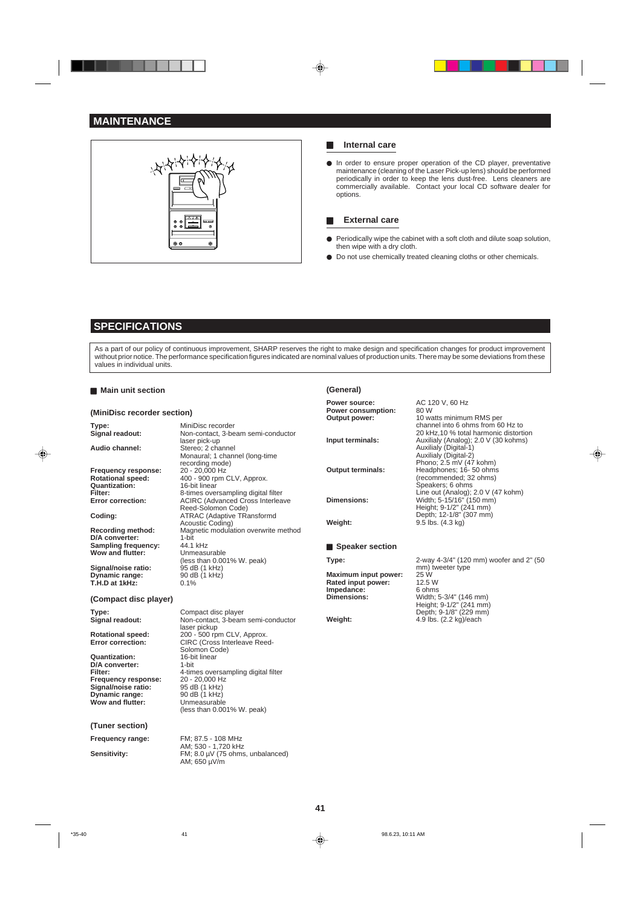## MAINTENANCE

### Internal care

- In order to ensure proper operation of the CD player, preventative maintenance (cleaning of the Laser Pick-up lens) should be performed periodically in order to keep the lens dust-free. Lens cleaners are commercially available. Contact your local CD software dealer for options.

### External care

- Periodically wipe the cabinet with a soft cloth and dilute soap solution, then wipe with a dry cloth.
- Do not use chemically treated cleaning cloths or other chemicals.

## SPECIFICATIONS

As a part of our policy of continuous improvement, SHARP reserves the right to make design and specification changes for product improvement without prior notice. The performance specification figures indicated are nominal values of production units. There may be some deviations from these values in individual units.

### Main unit section

#### (MiniDisc recorder section)

| | |
|---|---|
| **Type:** | MiniDisc recorder |
| **Signal readout:** | Non-contact, 3-beam semi-conductor laser pick-up |
| **Audio channel:** | Stereo; 2 channel<br>Monaural; 1 channel (long-time recording mode) |
| **Frequency response:** | 20 - 20,000 Hz |
| **Rotational speed:** | 400 - 900 rpm CLV, Approx. |
| **Quantization:** | 16-bit linear |
| **Filter:** | 8-times oversampling digital filter |
| **Error correction:** | ACIRC (Advanced Cross Interleave Reed-Solomon Code) |
| **Coding:** | ATRAC (Adaptive TRansformd Acoustic Coding) |
| **Recording method:** | Magnetic modulation overwrite method |
| **D/A converter:** | 1-bit |
| **Sampling frequency:** | 44.1 kHz |
| **Wow and flutter:** | Unmeasurable<br>(less than 0.001% W. peak) |
| **Signal/noise ratio:** | 95 dB (1 kHz) |
| **Dynamic range:** | 90 dB (1 kHz) |
| **T.H.D at 1kHz:** | 0.1% |

#### (Compact disc player)

| | |
|---|---|
| **Type:** | Compact disc player |
| **Signal readout:** | Non-contact, 3-beam semi-conductor laser pickup |
| **Rotational speed:** | 200 - 500 rpm CLV, Approx. |
| **Error correction:** | CIRC (Cross Interleave Reed-Solomon Code) |
| **Quantization:** | 16-bit linear |
| **D/A converter:** | 1-bit |
| **Filter:** | 4-times oversampling digital filter |
| **Frequency response:** | 20 - 20,000 Hz |
| **Signal/noise ratio:** | 95 dB (1 kHz) |
| **Dynamic range:** | 90 dB (1 kHz) |
| **Wow and flutter:** | Unmeasurable<br>(less than 0.001% W. peak) |

#### (Tuner section)

| | |
|---|---|
| **Frequency range:** | FM; 87.5 - 108 MHz<br>AM; 530 - 1,720 kHz |
| **Sensitivity:** | FM; 8.0 µV (75 ohms, unbalanced)<br>AM; 650 µV/m |

#### (General)

| | |
|---|---|
| **Power source:** | AC 120 V, 60 Hz |
| **Power consumption:** | 80 W |
| **Output power:** | 10 watts minimum RMS per channel into 6 ohms from 60 Hz to 20 kHz,10 % total harmonic distortion |
| **Input terminals:** | Auxilialy (Analog); 2.0 V (30 kohms)<br>Auxilialy (Digital-1)<br>Auxilialy (Digital-2)<br>Phono; 2.5 mV (47 kohm) |
| **Output terminals:** | Headphones; 16- 50 ohms (recommended; 32 ohms)<br>Speakers; 6 ohms<br>Line out (Analog); 2.0 V (47 kohm) |
| **Dimensions:** | Width; 5-15/16" (150 mm)<br>Height; 9-1/2" (241 mm)<br>Depth; 12-1/8" (307 mm) |
| **Weight:** | 9.5 lbs. (4.3 kg) |

### Speaker section

| | |
|---|---|
| **Type:** | 2-way 4-3/4" (120 mm) woofer and 2" (50 mm) tweeter type |
| **Maximum input power:** | 25 W |
| **Rated input power:** | 12.5 W |
| **Impedance:** | 6 ohms |
| **Dimensions:** | Width; 5-3/4" (146 mm)<br>Height; 9-1/2" (241 mm)<br>Depth; 9-1/8" (229 mm) |
| **Weight:** | 4.9 lbs. (2.2 kg)/each |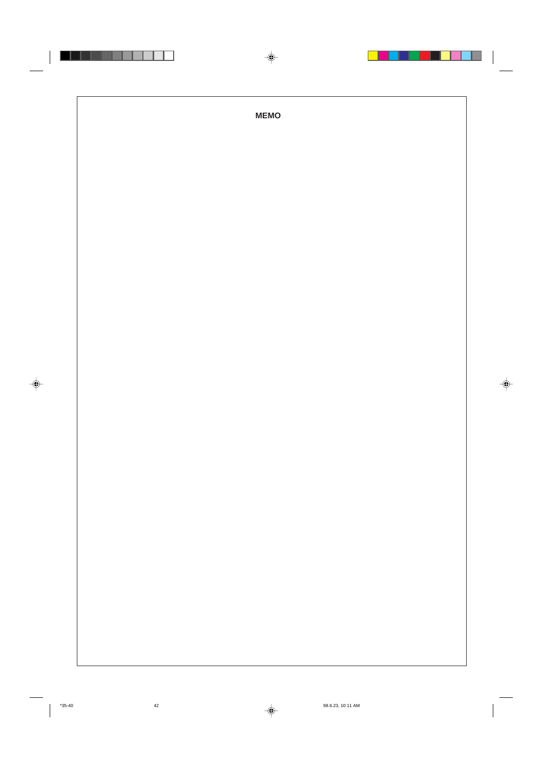# MEMO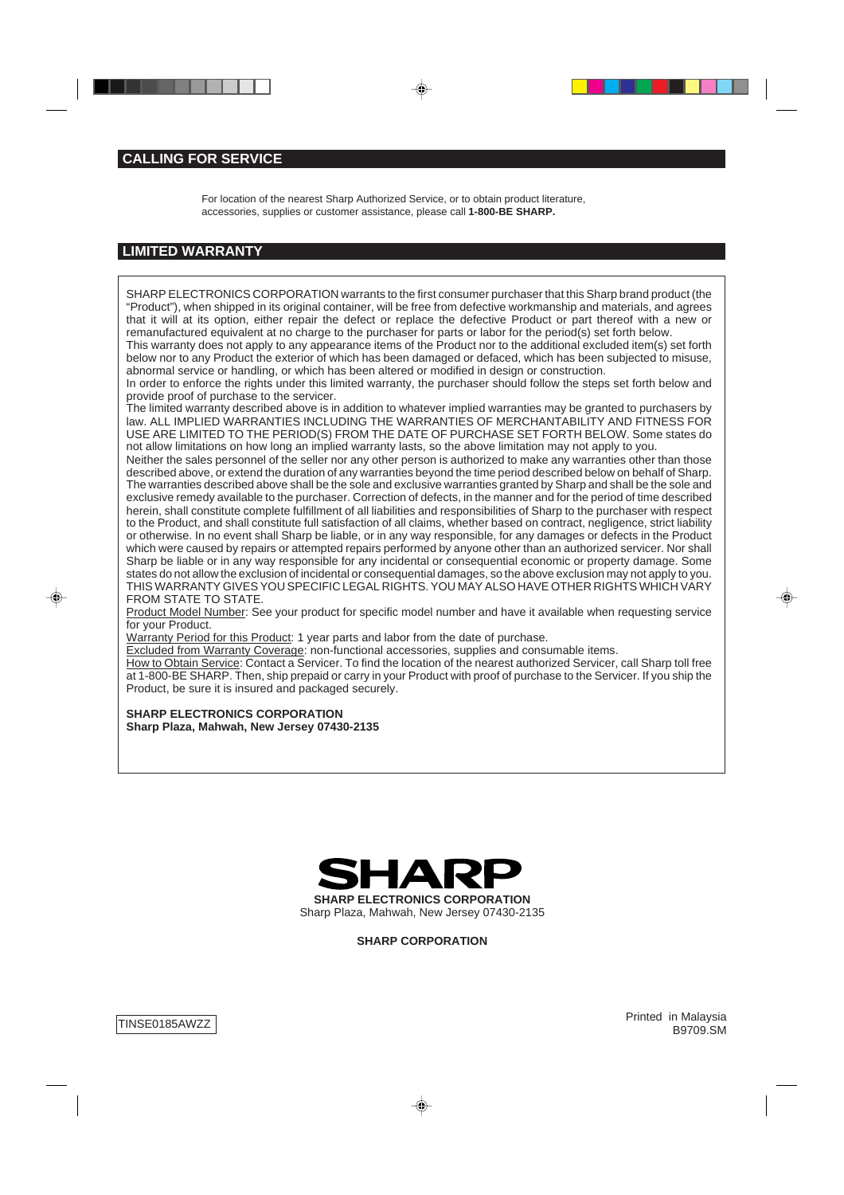## CALLING FOR SERVICE

For location of the nearest Sharp Authorized Service, or to obtain product literature, accessories, supplies or customer assistance, please call **1-800-BE SHARP.**

## LIMITED WARRANTY

SHARP ELECTRONICS CORPORATION warrants to the first consumer purchaser that this Sharp brand product (the "Product"), when shipped in its original container, will be free from defective workmanship and materials, and agrees that it will at its option, either repair the defect or replace the defective Product or part thereof with a new or remanufactured equivalent at no charge to the purchaser for parts or labor for the period(s) set forth below.

This warranty does not apply to any appearance items of the Product nor to the additional excluded item(s) set forth below nor to any Product the exterior of which has been damaged or defaced, which has been subjected to misuse, abnormal service or handling, or which has been altered or modified in design or construction.

In order to enforce the rights under this limited warranty, the purchaser should follow the steps set forth below and provide proof of purchase to the servicer.

The limited warranty described above is in addition to whatever implied warranties may be granted to purchasers by law. ALL IMPLIED WARRANTIES INCLUDING THE WARRANTIES OF MERCHANTABILITY AND FITNESS FOR USE ARE LIMITED TO THE PERIOD(S) FROM THE DATE OF PURCHASE SET FORTH BELOW. Some states do not allow limitations on how long an implied warranty lasts, so the above limitation may not apply to you.

Neither the sales personnel of the seller nor any other person is authorized to make any warranties other than those described above, or extend the duration of any warranties beyond the time period described below on behalf of Sharp. The warranties described above shall be the sole and exclusive warranties granted by Sharp and shall be the sole and exclusive remedy available to the purchaser. Correction of defects, in the manner and for the period of time described herein, shall constitute complete fulfillment of all liabilities and responsibilities of Sharp to the purchaser with respect to the Product, and shall constitute full satisfaction of all claims, whether based on contract, negligence, strict liability or otherwise. In no event shall Sharp be liable, or in any way responsible, for any damages or defects in the Product which were caused by repairs or attempted repairs performed by anyone other than an authorized servicer. Nor shall Sharp be liable or in any way responsible for any incidental or consequential economic or property damage. Some states do not allow the exclusion of incidental or consequential damages, so the above exclusion may not apply to you.

THIS WARRANTY GIVES YOU SPECIFIC LEGAL RIGHTS. YOU MAY ALSO HAVE OTHER RIGHTS WHICH VARY FROM STATE TO STATE.

Product Model Number: See your product for specific model number and have it available when requesting service for your Product.

Warranty Period for this Product: 1 year parts and labor from the date of purchase.

Excluded from Warranty Coverage: non-functional accessories, supplies and consumable items.

How to Obtain Service: Contact a Servicer. To find the location of the nearest authorized Servicer, call Sharp toll free at 1-800-BE SHARP. Then, ship prepaid or carry in your Product with proof of purchase to the Servicer. If you ship the Product, be sure it is insured and packaged securely.

**SHARP ELECTRONICS CORPORATION**
**Sharp Plaza, Mahwah, New Jersey 07430-2135**

SHARP

**SHARP ELECTRONICS CORPORATION**
Sharp Plaza, Mahwah, New Jersey 07430-2135

**SHARP CORPORATION**

TINSE0185AWZZ

Printed in Malaysia
B9709.SM